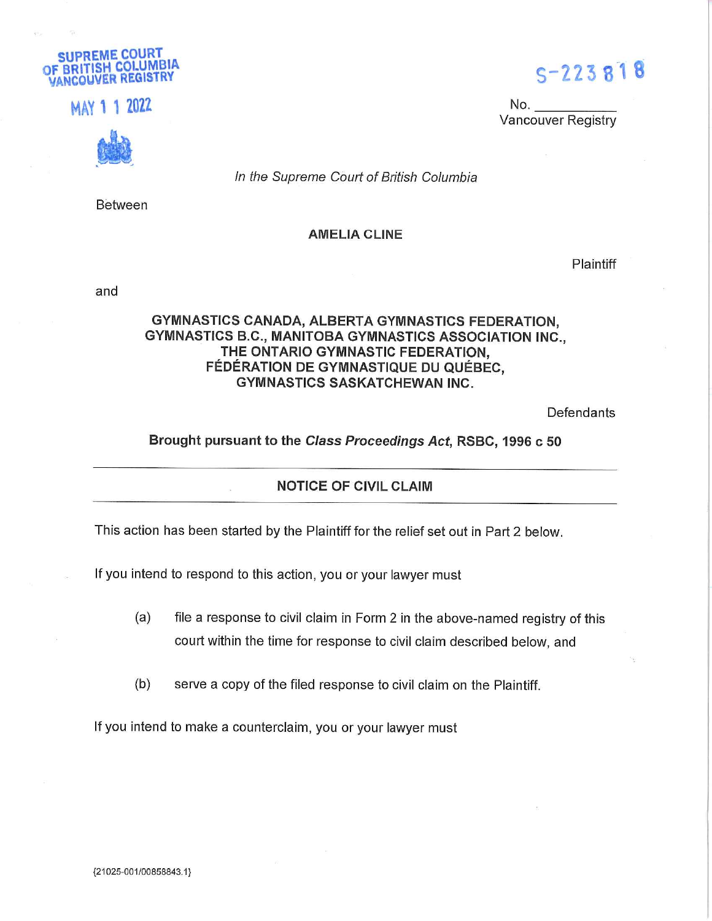SUPREME COURT OF BRITISH COLUMBIA VANCOUVER REGISTRY

MAY 1 1 2022

S-223818

No. \_\_\_\_\_\_\_\_\_\_
Vancouver Registry

*In the Supreme Court of British Columbia*

Between

**AMELIA CLINE**

Plaintiff

and

**GYMNASTICS CANADA, ALBERTA GYMNASTICS FEDERATION, GYMNASTICS B.C., MANITOBA GYMNASTICS ASSOCIATION INC., THE ONTARIO GYMNASTIC FEDERATION, FÉDÉRATION DE GYMNASTIQUE DU QUÉBEC, GYMNASTICS SASKATCHEWAN INC.**

Defendants

**Brought pursuant to the *Class Proceedings Act*, RSBC, 1996 c 50**

---

**NOTICE OF CIVIL CLAIM**

---

This action has been started by the Plaintiff for the relief set out in Part 2 below.

If you intend to respond to this action, you or your lawyer must

(a) file a response to civil claim in Form 2 in the above-named registry of this court within the time for response to civil claim described below, and

(b) serve a copy of the filed response to civil claim on the Plaintiff.

If you intend to make a counterclaim, you or your lawyer must

{21025-001/00858843.1}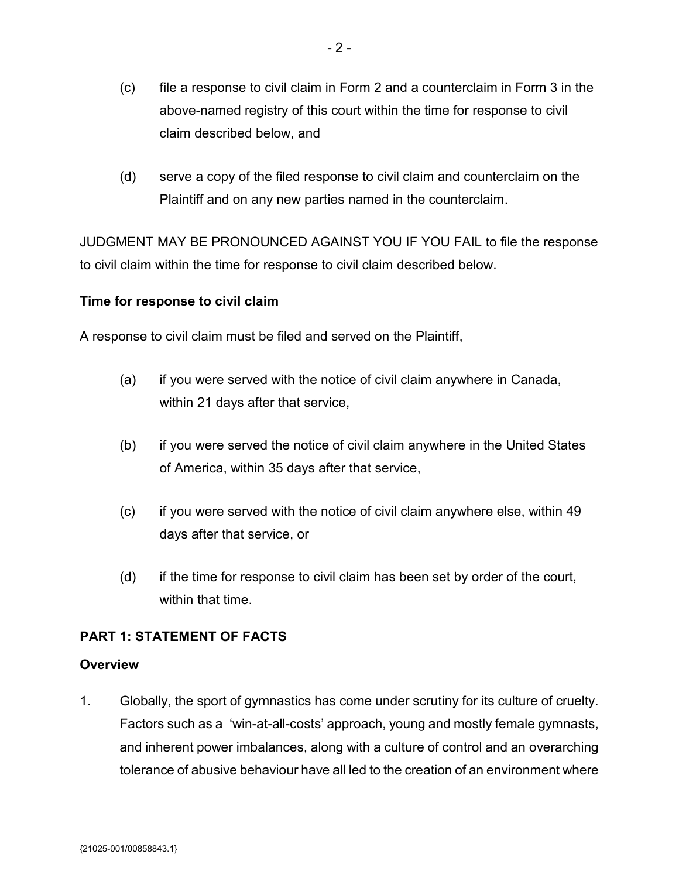(c) file a response to civil claim in Form 2 and a counterclaim in Form 3 in the above-named registry of this court within the time for response to civil claim described below, and

(d) serve a copy of the filed response to civil claim and counterclaim on the Plaintiff and on any new parties named in the counterclaim.

JUDGMENT MAY BE PRONOUNCED AGAINST YOU IF YOU FAIL to file the response to civil claim within the time for response to civil claim described below.

**Time for response to civil claim**

A response to civil claim must be filed and served on the Plaintiff,

(a) if you were served with the notice of civil claim anywhere in Canada, within 21 days after that service,

(b) if you were served the notice of civil claim anywhere in the United States of America, within 35 days after that service,

(c) if you were served with the notice of civil claim anywhere else, within 49 days after that service, or

(d) if the time for response to civil claim has been set by order of the court, within that time.

**PART 1: STATEMENT OF FACTS**

**Overview**

1. Globally, the sport of gymnastics has come under scrutiny for its culture of cruelty. Factors such as a 'win-at-all-costs' approach, young and mostly female gymnasts, and inherent power imbalances, along with a culture of control and an overarching tolerance of abusive behaviour have all led to the creation of an environment where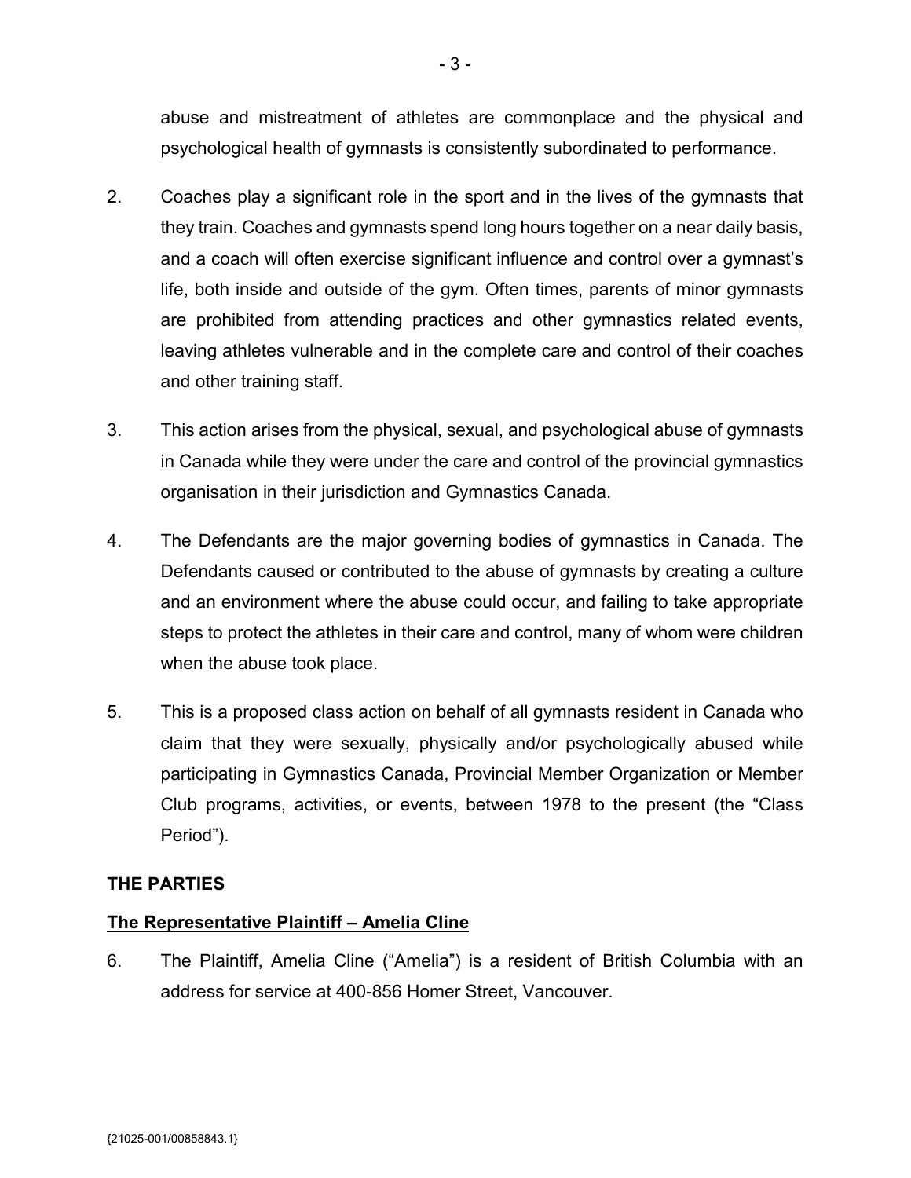abuse and mistreatment of athletes are commonplace and the physical and psychological health of gymnasts is consistently subordinated to performance.

2. Coaches play a significant role in the sport and in the lives of the gymnasts that they train. Coaches and gymnasts spend long hours together on a near daily basis, and a coach will often exercise significant influence and control over a gymnast's life, both inside and outside of the gym. Often times, parents of minor gymnasts are prohibited from attending practices and other gymnastics related events, leaving athletes vulnerable and in the complete care and control of their coaches and other training staff.

3. This action arises from the physical, sexual, and psychological abuse of gymnasts in Canada while they were under the care and control of the provincial gymnastics organisation in their jurisdiction and Gymnastics Canada.

4. The Defendants are the major governing bodies of gymnastics in Canada. The Defendants caused or contributed to the abuse of gymnasts by creating a culture and an environment where the abuse could occur, and failing to take appropriate steps to protect the athletes in their care and control, many of whom were children when the abuse took place.

5. This is a proposed class action on behalf of all gymnasts resident in Canada who claim that they were sexually, physically and/or psychologically abused while participating in Gymnastics Canada, Provincial Member Organization or Member Club programs, activities, or events, between 1978 to the present (the "Class Period").

## THE PARTIES

### <u>The Representative Plaintiff – Amelia Cline</u>

6. The Plaintiff, Amelia Cline ("Amelia") is a resident of British Columbia with an address for service at 400-856 Homer Street, Vancouver.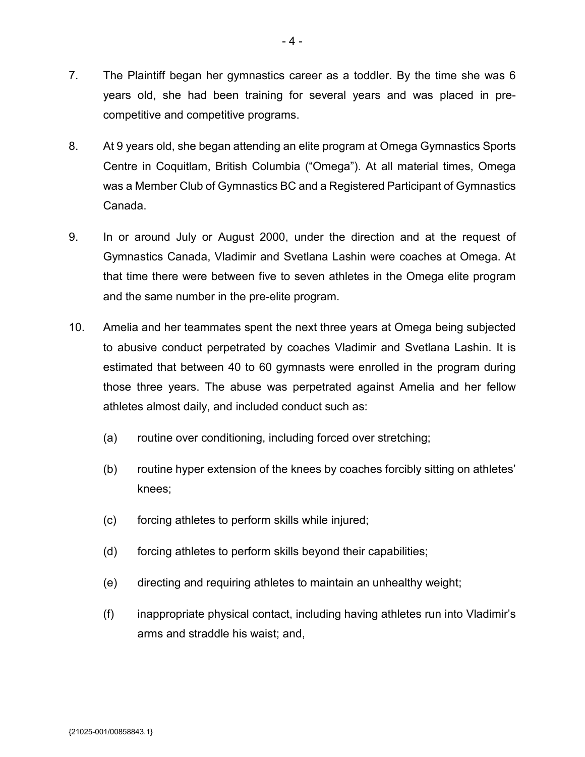7. The Plaintiff began her gymnastics career as a toddler. By the time she was 6 years old, she had been training for several years and was placed in pre-competitive and competitive programs.

8. At 9 years old, she began attending an elite program at Omega Gymnastics Sports Centre in Coquitlam, British Columbia ("Omega"). At all material times, Omega was a Member Club of Gymnastics BC and a Registered Participant of Gymnastics Canada.

9. In or around July or August 2000, under the direction and at the request of Gymnastics Canada, Vladimir and Svetlana Lashin were coaches at Omega. At that time there were between five to seven athletes in the Omega elite program and the same number in the pre-elite program.

10. Amelia and her teammates spent the next three years at Omega being subjected to abusive conduct perpetrated by coaches Vladimir and Svetlana Lashin. It is estimated that between 40 to 60 gymnasts were enrolled in the program during those three years. The abuse was perpetrated against Amelia and her fellow athletes almost daily, and included conduct such as:

    (a) routine over conditioning, including forced over stretching;

    (b) routine hyper extension of the knees by coaches forcibly sitting on athletes' knees;

    (c) forcing athletes to perform skills while injured;

    (d) forcing athletes to perform skills beyond their capabilities;

    (e) directing and requiring athletes to maintain an unhealthy weight;

    (f) inappropriate physical contact, including having athletes run into Vladimir's arms and straddle his waist; and,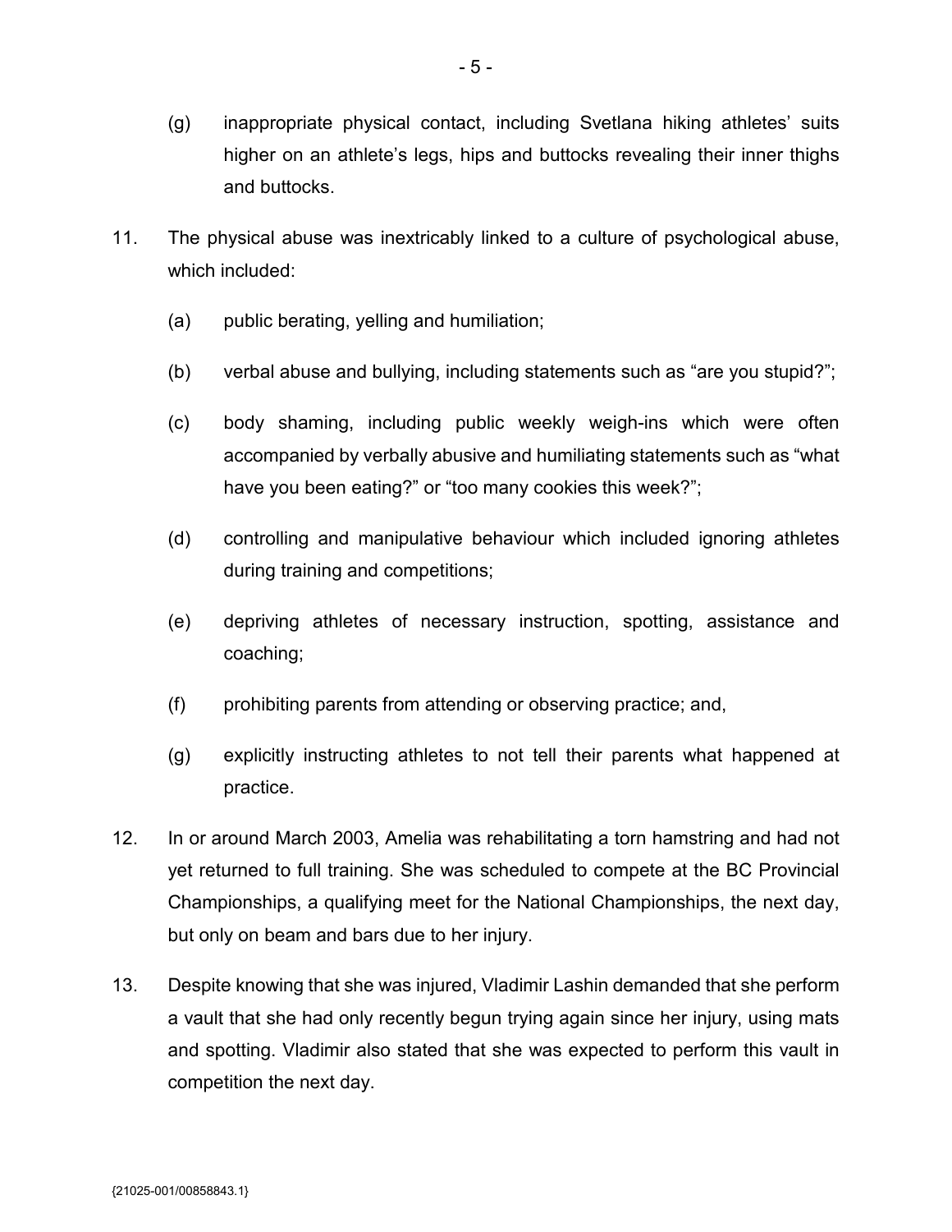(g) inappropriate physical contact, including Svetlana hiking athletes' suits higher on an athlete's legs, hips and buttocks revealing their inner thighs and buttocks.

11. The physical abuse was inextricably linked to a culture of psychological abuse, which included:

    (a) public berating, yelling and humiliation;

    (b) verbal abuse and bullying, including statements such as "are you stupid?";

    (c) body shaming, including public weekly weigh-ins which were often accompanied by verbally abusive and humiliating statements such as "what have you been eating?" or "too many cookies this week?";

    (d) controlling and manipulative behaviour which included ignoring athletes during training and competitions;

    (e) depriving athletes of necessary instruction, spotting, assistance and coaching;

    (f) prohibiting parents from attending or observing practice; and,

    (g) explicitly instructing athletes to not tell their parents what happened at practice.

12. In or around March 2003, Amelia was rehabilitating a torn hamstring and had not yet returned to full training. She was scheduled to compete at the BC Provincial Championships, a qualifying meet for the National Championships, the next day, but only on beam and bars due to her injury.

13. Despite knowing that she was injured, Vladimir Lashin demanded that she perform a vault that she had only recently begun trying again since her injury, using mats and spotting. Vladimir also stated that she was expected to perform this vault in competition the next day.

{21025-001/00858843.1}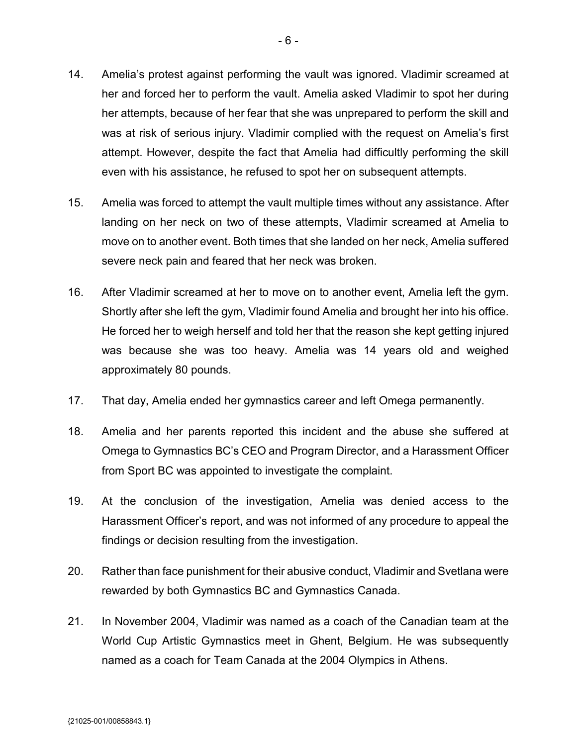14. Amelia's protest against performing the vault was ignored. Vladimir screamed at her and forced her to perform the vault. Amelia asked Vladimir to spot her during her attempts, because of her fear that she was unprepared to perform the skill and was at risk of serious injury. Vladimir complied with the request on Amelia's first attempt. However, despite the fact that Amelia had difficultly performing the skill even with his assistance, he refused to spot her on subsequent attempts.

15. Amelia was forced to attempt the vault multiple times without any assistance. After landing on her neck on two of these attempts, Vladimir screamed at Amelia to move on to another event. Both times that she landed on her neck, Amelia suffered severe neck pain and feared that her neck was broken.

16. After Vladimir screamed at her to move on to another event, Amelia left the gym. Shortly after she left the gym, Vladimir found Amelia and brought her into his office. He forced her to weigh herself and told her that the reason she kept getting injured was because she was too heavy. Amelia was 14 years old and weighed approximately 80 pounds.

17. That day, Amelia ended her gymnastics career and left Omega permanently.

18. Amelia and her parents reported this incident and the abuse she suffered at Omega to Gymnastics BC's CEO and Program Director, and a Harassment Officer from Sport BC was appointed to investigate the complaint.

19. At the conclusion of the investigation, Amelia was denied access to the Harassment Officer's report, and was not informed of any procedure to appeal the findings or decision resulting from the investigation.

20. Rather than face punishment for their abusive conduct, Vladimir and Svetlana were rewarded by both Gymnastics BC and Gymnastics Canada.

21. In November 2004, Vladimir was named as a coach of the Canadian team at the World Cup Artistic Gymnastics meet in Ghent, Belgium. He was subsequently named as a coach for Team Canada at the 2004 Olympics in Athens.

{21025-001/00858843.1}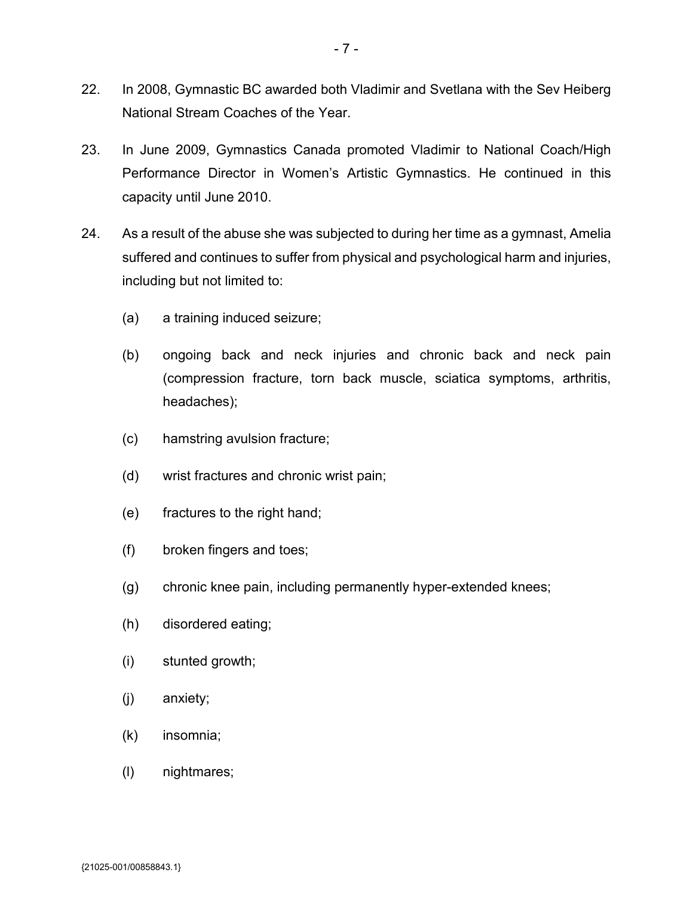22. In 2008, Gymnastic BC awarded both Vladimir and Svetlana with the Sev Heiberg National Stream Coaches of the Year.

23. In June 2009, Gymnastics Canada promoted Vladimir to National Coach/High Performance Director in Women's Artistic Gymnastics. He continued in this capacity until June 2010.

24. As a result of the abuse she was subjected to during her time as a gymnast, Amelia suffered and continues to suffer from physical and psychological harm and injuries, including but not limited to:

    (a) a training induced seizure;

    (b) ongoing back and neck injuries and chronic back and neck pain (compression fracture, torn back muscle, sciatica symptoms, arthritis, headaches);

    (c) hamstring avulsion fracture;

    (d) wrist fractures and chronic wrist pain;

    (e) fractures to the right hand;

    (f) broken fingers and toes;

    (g) chronic knee pain, including permanently hyper-extended knees;

    (h) disordered eating;

    (i) stunted growth;

    (j) anxiety;

    (k) insomnia;

    (l) nightmares;

{21025-001/00858843.1}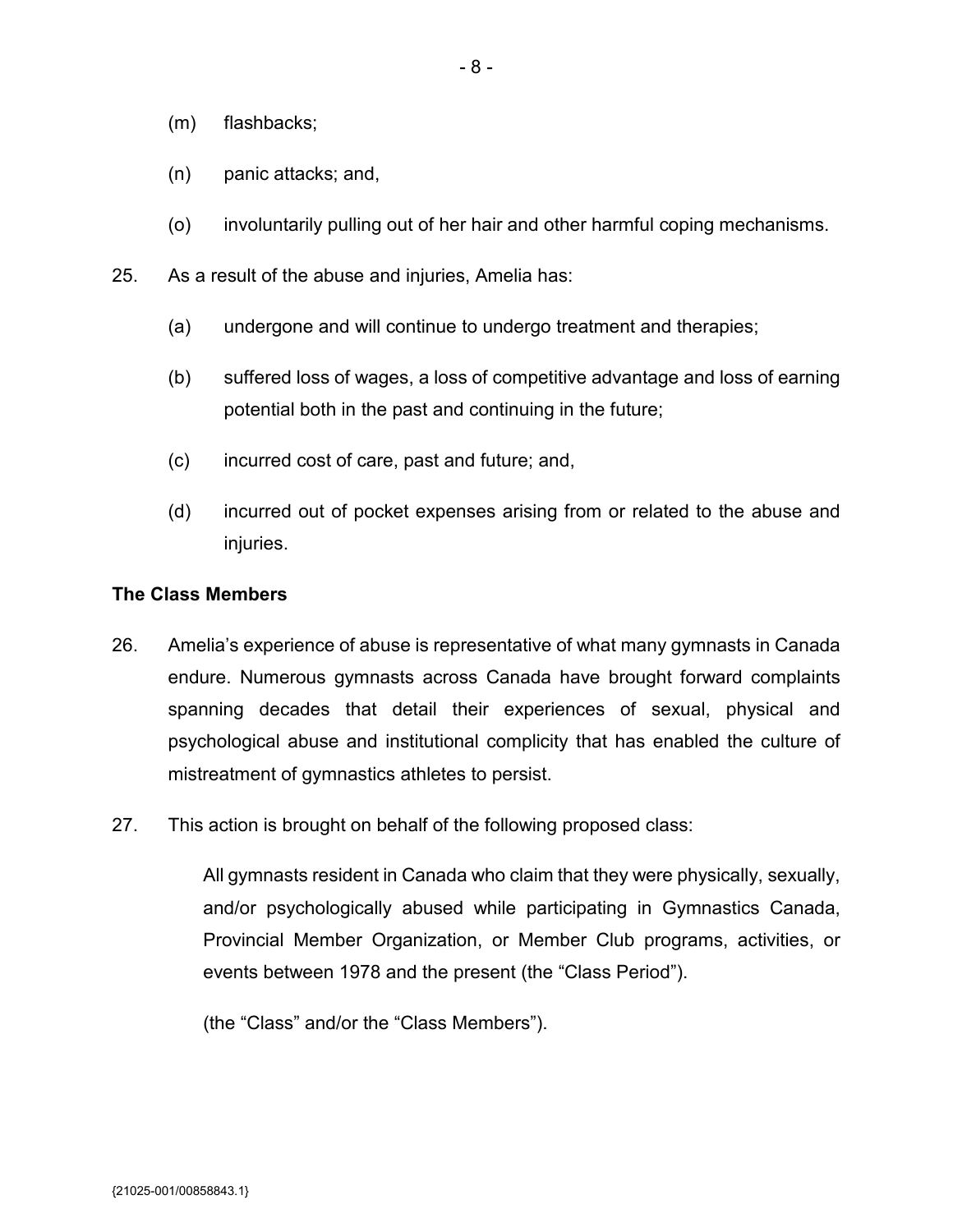(m) flashbacks;

(n) panic attacks; and,

(o) involuntarily pulling out of her hair and other harmful coping mechanisms.

25. As a result of the abuse and injuries, Amelia has:

 (a) undergone and will continue to undergo treatment and therapies;

 (b) suffered loss of wages, a loss of competitive advantage and loss of earning potential both in the past and continuing in the future;

 (c) incurred cost of care, past and future; and,

 (d) incurred out of pocket expenses arising from or related to the abuse and injuries.

**The Class Members**

26. Amelia's experience of abuse is representative of what many gymnasts in Canada endure. Numerous gymnasts across Canada have brought forward complaints spanning decades that detail their experiences of sexual, physical and psychological abuse and institutional complicity that has enabled the culture of mistreatment of gymnastics athletes to persist.

27. This action is brought on behalf of the following proposed class:

> All gymnasts resident in Canada who claim that they were physically, sexually, and/or psychologically abused while participating in Gymnastics Canada, Provincial Member Organization, or Member Club programs, activities, or events between 1978 and the present (the "Class Period").
>
> (the "Class" and/or the "Class Members").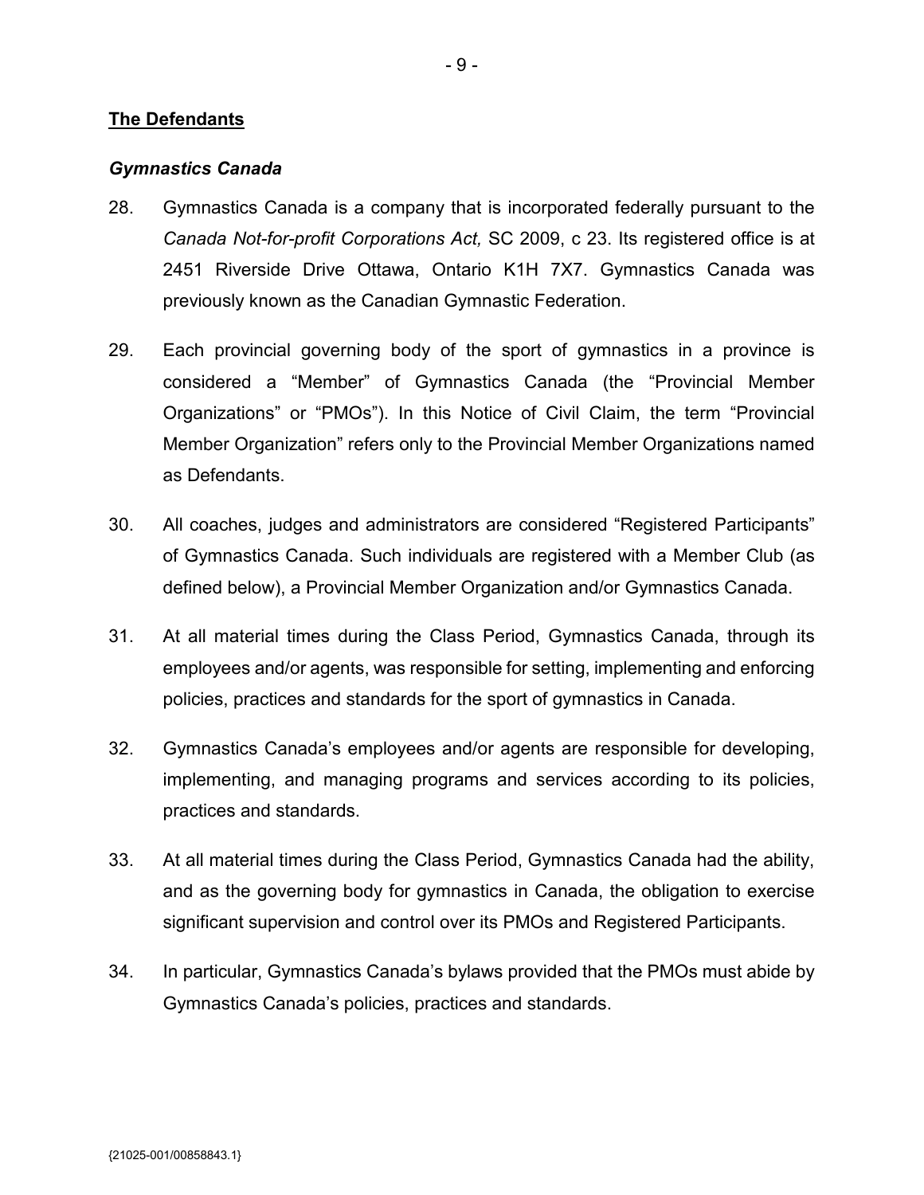## The Defendants

### *Gymnastics Canada*

28. Gymnastics Canada is a company that is incorporated federally pursuant to the *Canada Not-for-profit Corporations Act,* SC 2009, c 23. Its registered office is at 2451 Riverside Drive Ottawa, Ontario K1H 7X7. Gymnastics Canada was previously known as the Canadian Gymnastic Federation.

29. Each provincial governing body of the sport of gymnastics in a province is considered a "Member" of Gymnastics Canada (the "Provincial Member Organizations" or "PMOs"). In this Notice of Civil Claim, the term "Provincial Member Organization" refers only to the Provincial Member Organizations named as Defendants.

30. All coaches, judges and administrators are considered "Registered Participants" of Gymnastics Canada. Such individuals are registered with a Member Club (as defined below), a Provincial Member Organization and/or Gymnastics Canada.

31. At all material times during the Class Period, Gymnastics Canada, through its employees and/or agents, was responsible for setting, implementing and enforcing policies, practices and standards for the sport of gymnastics in Canada.

32. Gymnastics Canada's employees and/or agents are responsible for developing, implementing, and managing programs and services according to its policies, practices and standards.

33. At all material times during the Class Period, Gymnastics Canada had the ability, and as the governing body for gymnastics in Canada, the obligation to exercise significant supervision and control over its PMOs and Registered Participants.

34. In particular, Gymnastics Canada's bylaws provided that the PMOs must abide by Gymnastics Canada's policies, practices and standards.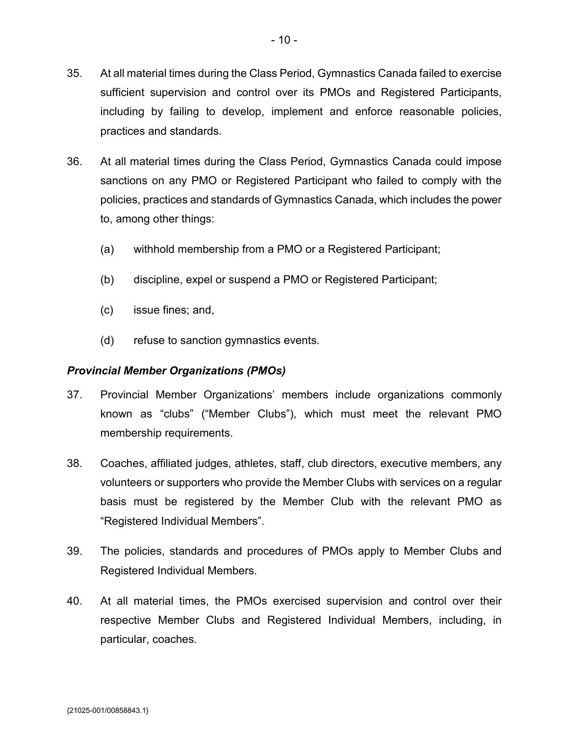35. At all material times during the Class Period, Gymnastics Canada failed to exercise sufficient supervision and control over its PMOs and Registered Participants, including by failing to develop, implement and enforce reasonable policies, practices and standards.

36. At all material times during the Class Period, Gymnastics Canada could impose sanctions on any PMO or Registered Participant who failed to comply with the policies, practices and standards of Gymnastics Canada, which includes the power to, among other things:

    (a) withhold membership from a PMO or a Registered Participant;

    (b) discipline, expel or suspend a PMO or Registered Participant;

    (c) issue fines; and,

    (d) refuse to sanction gymnastics events.

*Provincial Member Organizations (PMOs)*

37. Provincial Member Organizations' members include organizations commonly known as "clubs" ("Member Clubs"), which must meet the relevant PMO membership requirements.

38. Coaches, affiliated judges, athletes, staff, club directors, executive members, any volunteers or supporters who provide the Member Clubs with services on a regular basis must be registered by the Member Club with the relevant PMO as "Registered Individual Members".

39. The policies, standards and procedures of PMOs apply to Member Clubs and Registered Individual Members.

40. At all material times, the PMOs exercised supervision and control over their respective Member Clubs and Registered Individual Members, including, in particular, coaches.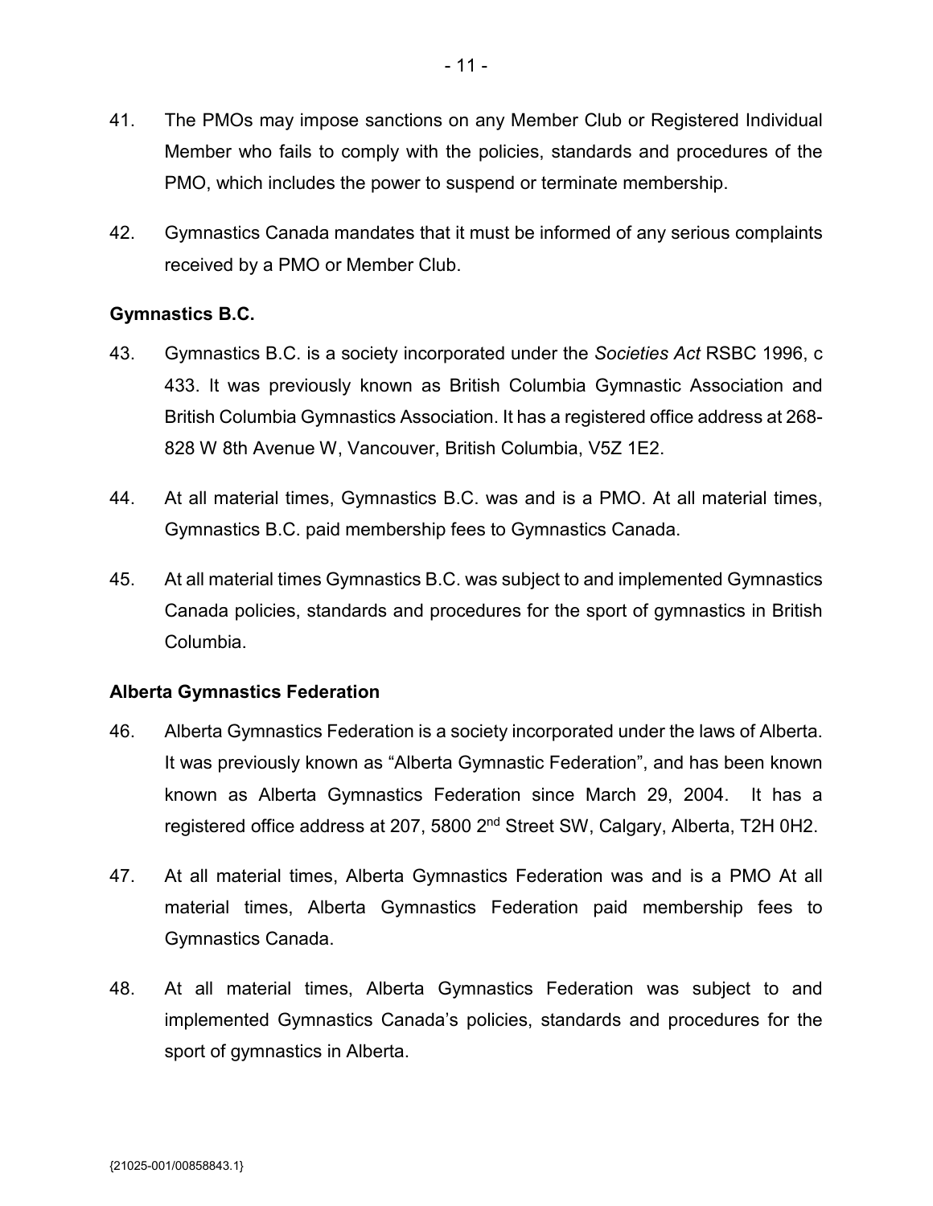41. The PMOs may impose sanctions on any Member Club or Registered Individual Member who fails to comply with the policies, standards and procedures of the PMO, which includes the power to suspend or terminate membership.

42. Gymnastics Canada mandates that it must be informed of any serious complaints received by a PMO or Member Club.

**Gymnastics B.C.**

43. Gymnastics B.C. is a society incorporated under the *Societies Act* RSBC 1996, c 433. It was previously known as British Columbia Gymnastic Association and British Columbia Gymnastics Association. It has a registered office address at 268-828 W 8th Avenue W, Vancouver, British Columbia, V5Z 1E2.

44. At all material times, Gymnastics B.C. was and is a PMO. At all material times, Gymnastics B.C. paid membership fees to Gymnastics Canada.

45. At all material times Gymnastics B.C. was subject to and implemented Gymnastics Canada policies, standards and procedures for the sport of gymnastics in British Columbia.

**Alberta Gymnastics Federation**

46. Alberta Gymnastics Federation is a society incorporated under the laws of Alberta. It was previously known as "Alberta Gymnastic Federation", and has been known known as Alberta Gymnastics Federation since March 29, 2004. It has a registered office address at 207, 5800 2nd Street SW, Calgary, Alberta, T2H 0H2.

47. At all material times, Alberta Gymnastics Federation was and is a PMO At all material times, Alberta Gymnastics Federation paid membership fees to Gymnastics Canada.

48. At all material times, Alberta Gymnastics Federation was subject to and implemented Gymnastics Canada's policies, standards and procedures for the sport of gymnastics in Alberta.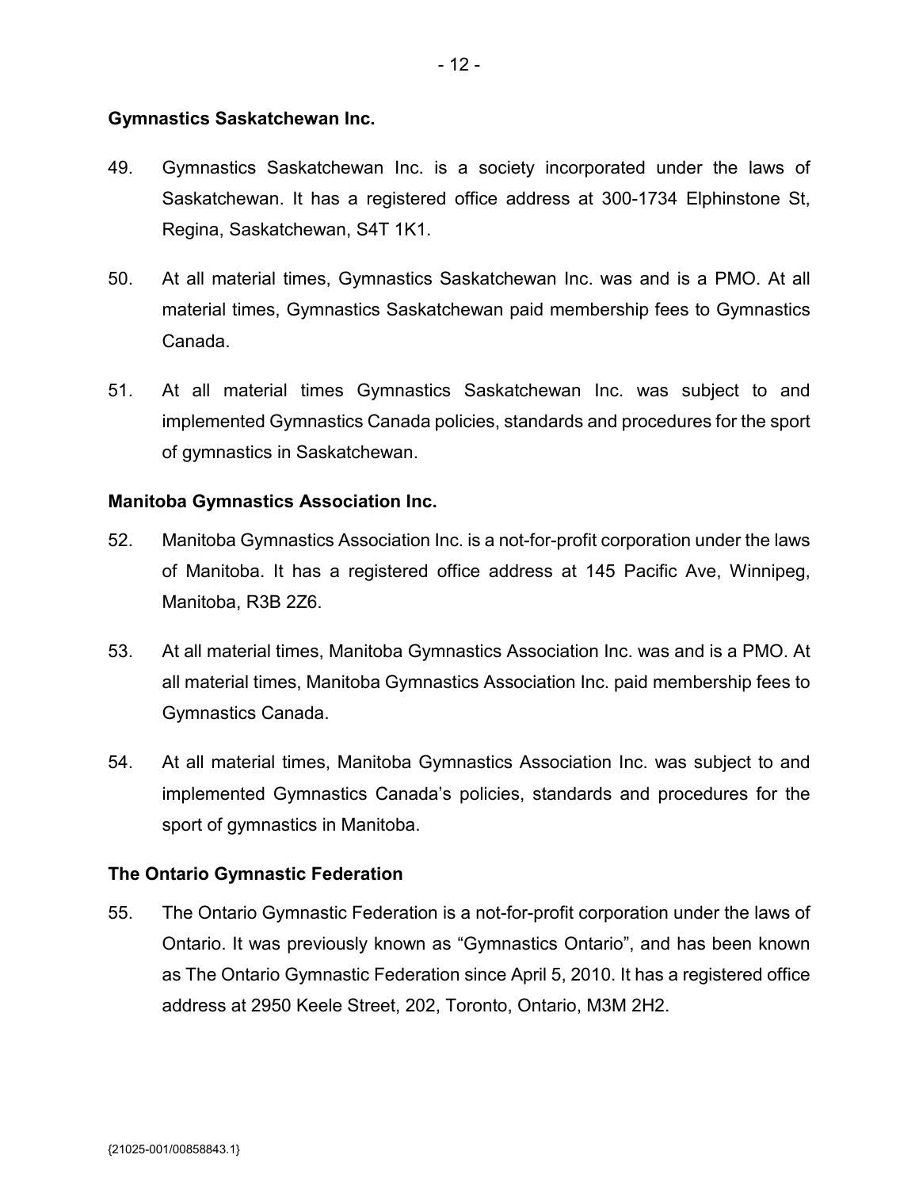**Gymnastics Saskatchewan Inc.**

49. Gymnastics Saskatchewan Inc. is a society incorporated under the laws of Saskatchewan. It has a registered office address at 300-1734 Elphinstone St, Regina, Saskatchewan, S4T 1K1.

50. At all material times, Gymnastics Saskatchewan Inc. was and is a PMO. At all material times, Gymnastics Saskatchewan paid membership fees to Gymnastics Canada.

51. At all material times Gymnastics Saskatchewan Inc. was subject to and implemented Gymnastics Canada policies, standards and procedures for the sport of gymnastics in Saskatchewan.

**Manitoba Gymnastics Association Inc.**

52. Manitoba Gymnastics Association Inc. is a not-for-profit corporation under the laws of Manitoba. It has a registered office address at 145 Pacific Ave, Winnipeg, Manitoba, R3B 2Z6.

53. At all material times, Manitoba Gymnastics Association Inc. was and is a PMO. At all material times, Manitoba Gymnastics Association Inc. paid membership fees to Gymnastics Canada.

54. At all material times, Manitoba Gymnastics Association Inc. was subject to and implemented Gymnastics Canada's policies, standards and procedures for the sport of gymnastics in Manitoba.

**The Ontario Gymnastic Federation**

55. The Ontario Gymnastic Federation is a not-for-profit corporation under the laws of Ontario. It was previously known as "Gymnastics Ontario", and has been known as The Ontario Gymnastic Federation since April 5, 2010. It has a registered office address at 2950 Keele Street, 202, Toronto, Ontario, M3M 2H2.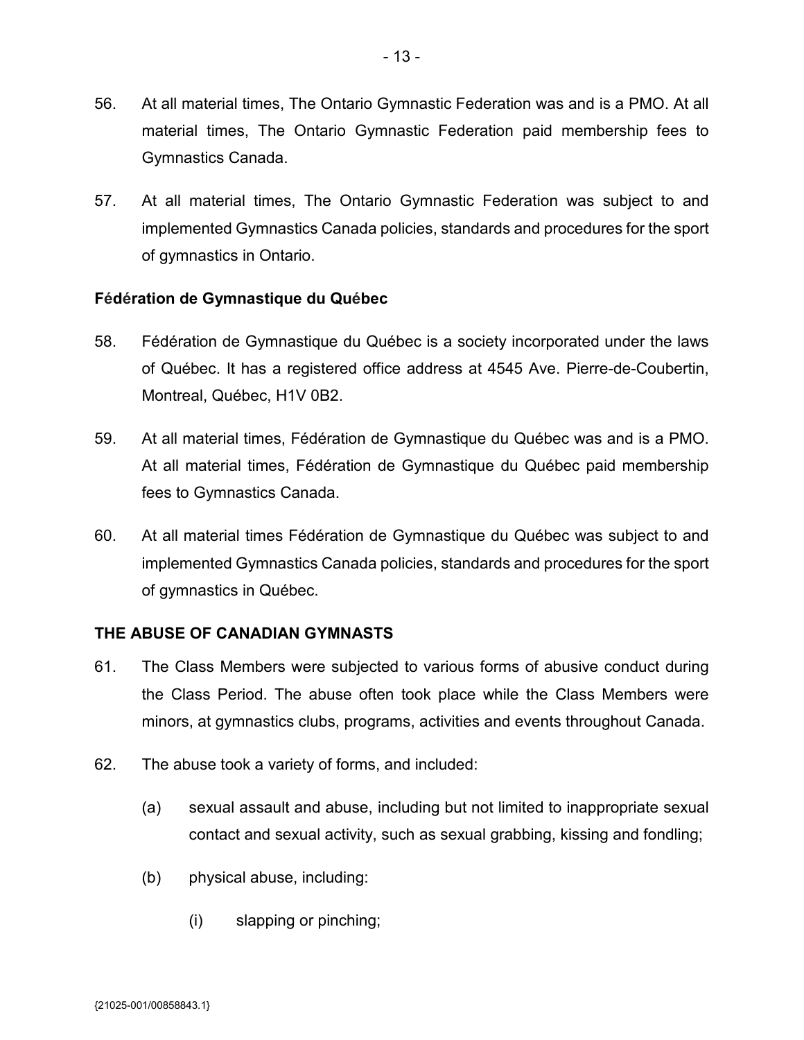56. At all material times, The Ontario Gymnastic Federation was and is a PMO. At all material times, The Ontario Gymnastic Federation paid membership fees to Gymnastics Canada.

57. At all material times, The Ontario Gymnastic Federation was subject to and implemented Gymnastics Canada policies, standards and procedures for the sport of gymnastics in Ontario.

**Fédération de Gymnastique du Québec**

58. Fédération de Gymnastique du Québec is a society incorporated under the laws of Québec. It has a registered office address at 4545 Ave. Pierre-de-Coubertin, Montreal, Québec, H1V 0B2.

59. At all material times, Fédération de Gymnastique du Québec was and is a PMO. At all material times, Fédération de Gymnastique du Québec paid membership fees to Gymnastics Canada.

60. At all material times Fédération de Gymnastique du Québec was subject to and implemented Gymnastics Canada policies, standards and procedures for the sport of gymnastics in Québec.

## THE ABUSE OF CANADIAN GYMNASTS

61. The Class Members were subjected to various forms of abusive conduct during the Class Period. The abuse often took place while the Class Members were minors, at gymnastics clubs, programs, activities and events throughout Canada.

62. The abuse took a variety of forms, and included:

    (a) sexual assault and abuse, including but not limited to inappropriate sexual contact and sexual activity, such as sexual grabbing, kissing and fondling;

    (b) physical abuse, including:

        (i) slapping or pinching;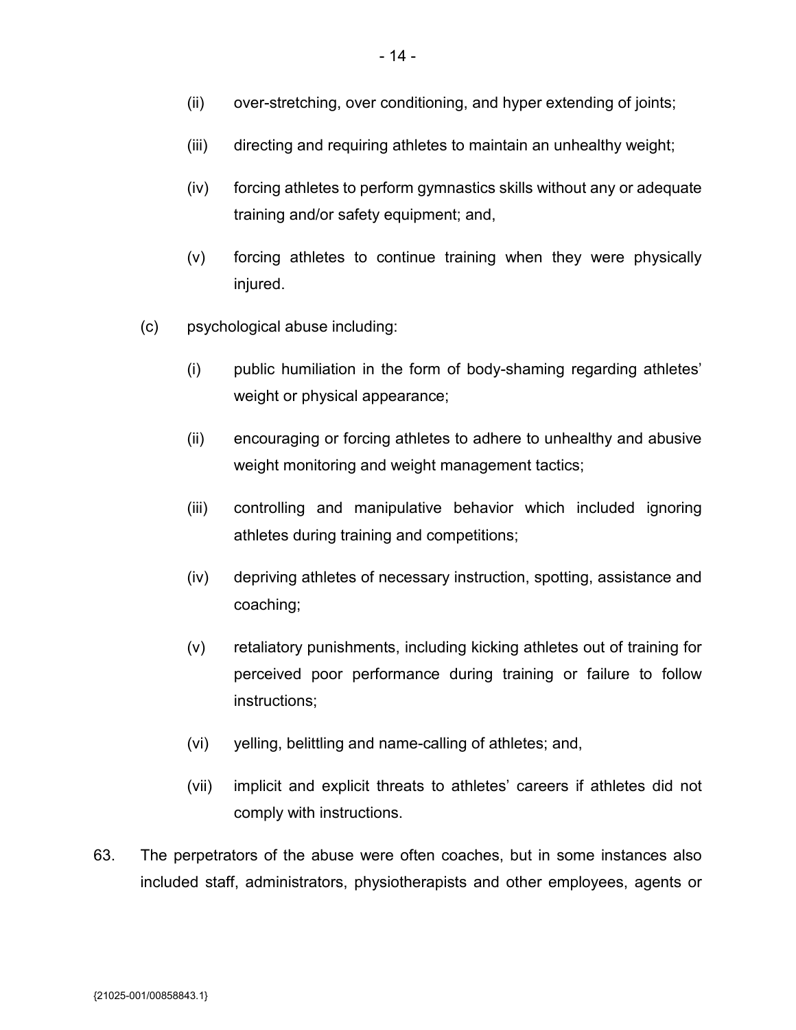(ii) over-stretching, over conditioning, and hyper extending of joints;

(iii) directing and requiring athletes to maintain an unhealthy weight;

(iv) forcing athletes to perform gymnastics skills without any or adequate training and/or safety equipment; and,

(v) forcing athletes to continue training when they were physically injured.

(c) psychological abuse including:

(i) public humiliation in the form of body-shaming regarding athletes' weight or physical appearance;

(ii) encouraging or forcing athletes to adhere to unhealthy and abusive weight monitoring and weight management tactics;

(iii) controlling and manipulative behavior which included ignoring athletes during training and competitions;

(iv) depriving athletes of necessary instruction, spotting, assistance and coaching;

(v) retaliatory punishments, including kicking athletes out of training for perceived poor performance during training or failure to follow instructions;

(vi) yelling, belittling and name-calling of athletes; and,

(vii) implicit and explicit threats to athletes' careers if athletes did not comply with instructions.

63. The perpetrators of the abuse were often coaches, but in some instances also included staff, administrators, physiotherapists and other employees, agents or

{21025-001/00858843.1}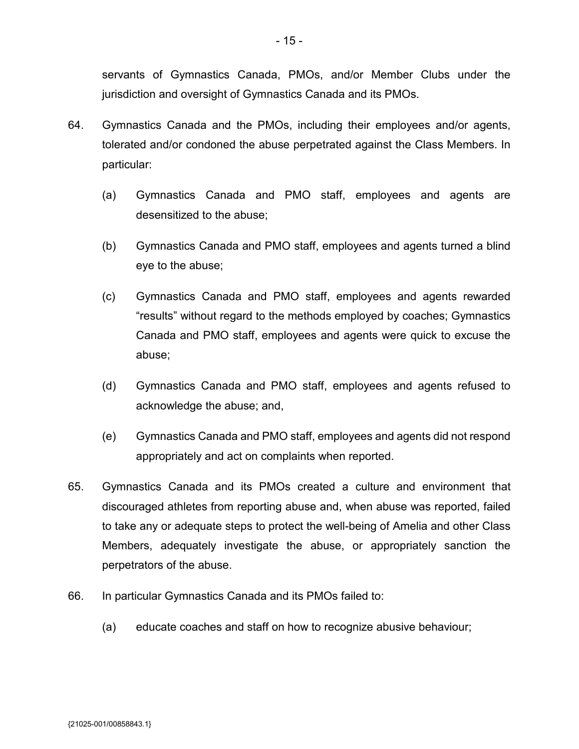servants of Gymnastics Canada, PMOs, and/or Member Clubs under the jurisdiction and oversight of Gymnastics Canada and its PMOs.

64. Gymnastics Canada and the PMOs, including their employees and/or agents, tolerated and/or condoned the abuse perpetrated against the Class Members. In particular:

    (a) Gymnastics Canada and PMO staff, employees and agents are desensitized to the abuse;

    (b) Gymnastics Canada and PMO staff, employees and agents turned a blind eye to the abuse;

    (c) Gymnastics Canada and PMO staff, employees and agents rewarded "results" without regard to the methods employed by coaches; Gymnastics Canada and PMO staff, employees and agents were quick to excuse the abuse;

    (d) Gymnastics Canada and PMO staff, employees and agents refused to acknowledge the abuse; and,

    (e) Gymnastics Canada and PMO staff, employees and agents did not respond appropriately and act on complaints when reported.

65. Gymnastics Canada and its PMOs created a culture and environment that discouraged athletes from reporting abuse and, when abuse was reported, failed to take any or adequate steps to protect the well-being of Amelia and other Class Members, adequately investigate the abuse, or appropriately sanction the perpetrators of the abuse.

66. In particular Gymnastics Canada and its PMOs failed to:

    (a) educate coaches and staff on how to recognize abusive behaviour;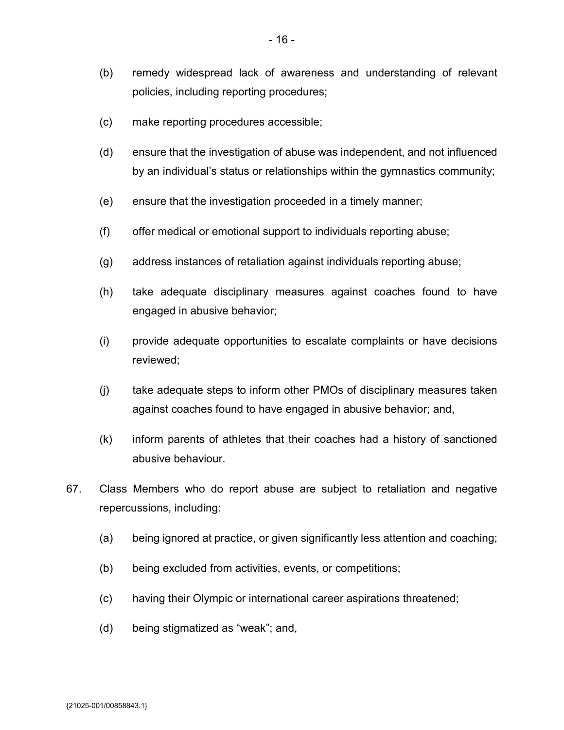(b) remedy widespread lack of awareness and understanding of relevant policies, including reporting procedures;

(c) make reporting procedures accessible;

(d) ensure that the investigation of abuse was independent, and not influenced by an individual's status or relationships within the gymnastics community;

(e) ensure that the investigation proceeded in a timely manner;

(f) offer medical or emotional support to individuals reporting abuse;

(g) address instances of retaliation against individuals reporting abuse;

(h) take adequate disciplinary measures against coaches found to have engaged in abusive behavior;

(i) provide adequate opportunities to escalate complaints or have decisions reviewed;

(j) take adequate steps to inform other PMOs of disciplinary measures taken against coaches found to have engaged in abusive behavior; and,

(k) inform parents of athletes that their coaches had a history of sanctioned abusive behaviour.

67. Class Members who do report abuse are subject to retaliation and negative repercussions, including:

(a) being ignored at practice, or given significantly less attention and coaching;

(b) being excluded from activities, events, or competitions;

(c) having their Olympic or international career aspirations threatened;

(d) being stigmatized as "weak"; and,

{21025-001/00858843.1}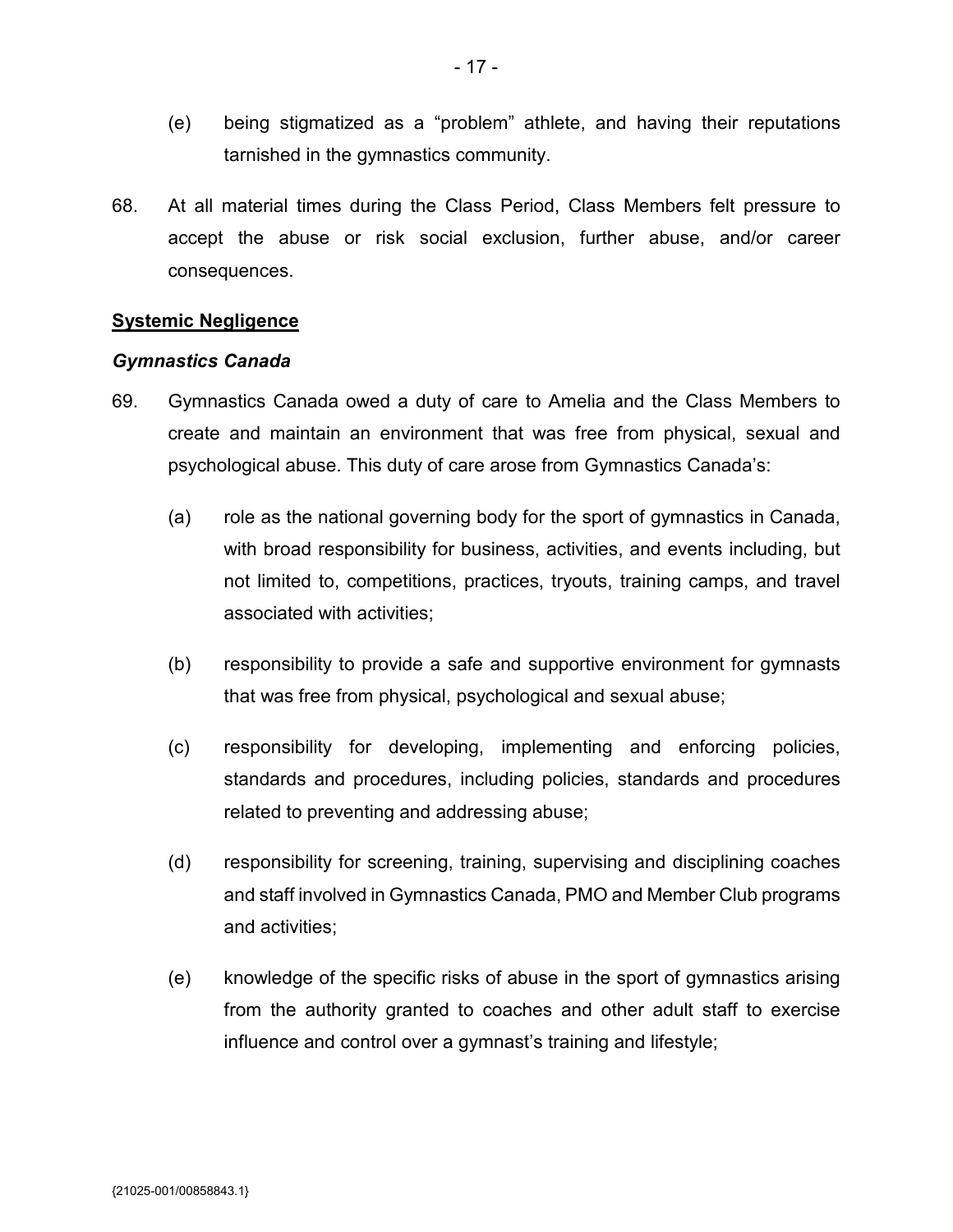(e) being stigmatized as a "problem" athlete, and having their reputations tarnished in the gymnastics community.

68. At all material times during the Class Period, Class Members felt pressure to accept the abuse or risk social exclusion, further abuse, and/or career consequences.

## <u>Systemic Negligence</u>

### *Gymnastics Canada*

69. Gymnastics Canada owed a duty of care to Amelia and the Class Members to create and maintain an environment that was free from physical, sexual and psychological abuse. This duty of care arose from Gymnastics Canada's:

    (a) role as the national governing body for the sport of gymnastics in Canada, with broad responsibility for business, activities, and events including, but not limited to, competitions, practices, tryouts, training camps, and travel associated with activities;

    (b) responsibility to provide a safe and supportive environment for gymnasts that was free from physical, psychological and sexual abuse;

    (c) responsibility for developing, implementing and enforcing policies, standards and procedures, including policies, standards and procedures related to preventing and addressing abuse;

    (d) responsibility for screening, training, supervising and disciplining coaches and staff involved in Gymnastics Canada, PMO and Member Club programs and activities;

    (e) knowledge of the specific risks of abuse in the sport of gymnastics arising from the authority granted to coaches and other adult staff to exercise influence and control over a gymnast's training and lifestyle;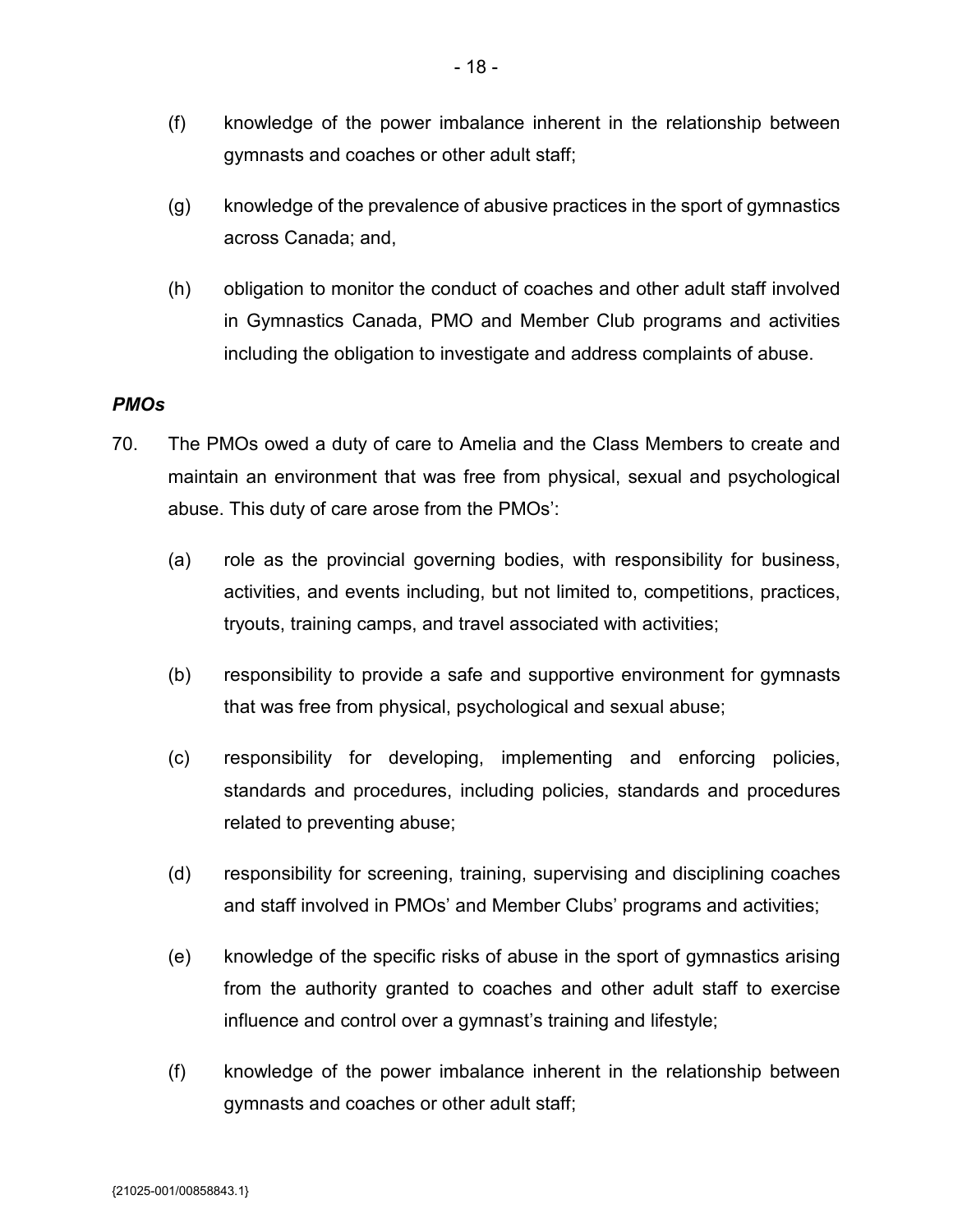(f) knowledge of the power imbalance inherent in the relationship between gymnasts and coaches or other adult staff;

(g) knowledge of the prevalence of abusive practices in the sport of gymnastics across Canada; and,

(h) obligation to monitor the conduct of coaches and other adult staff involved in Gymnastics Canada, PMO and Member Club programs and activities including the obligation to investigate and address complaints of abuse.

***PMOs***

70. The PMOs owed a duty of care to Amelia and the Class Members to create and maintain an environment that was free from physical, sexual and psychological abuse. This duty of care arose from the PMOs':

    (a) role as the provincial governing bodies, with responsibility for business, activities, and events including, but not limited to, competitions, practices, tryouts, training camps, and travel associated with activities;

    (b) responsibility to provide a safe and supportive environment for gymnasts that was free from physical, psychological and sexual abuse;

    (c) responsibility for developing, implementing and enforcing policies, standards and procedures, including policies, standards and procedures related to preventing abuse;

    (d) responsibility for screening, training, supervising and disciplining coaches and staff involved in PMOs' and Member Clubs' programs and activities;

    (e) knowledge of the specific risks of abuse in the sport of gymnastics arising from the authority granted to coaches and other adult staff to exercise influence and control over a gymnast's training and lifestyle;

    (f) knowledge of the power imbalance inherent in the relationship between gymnasts and coaches or other adult staff;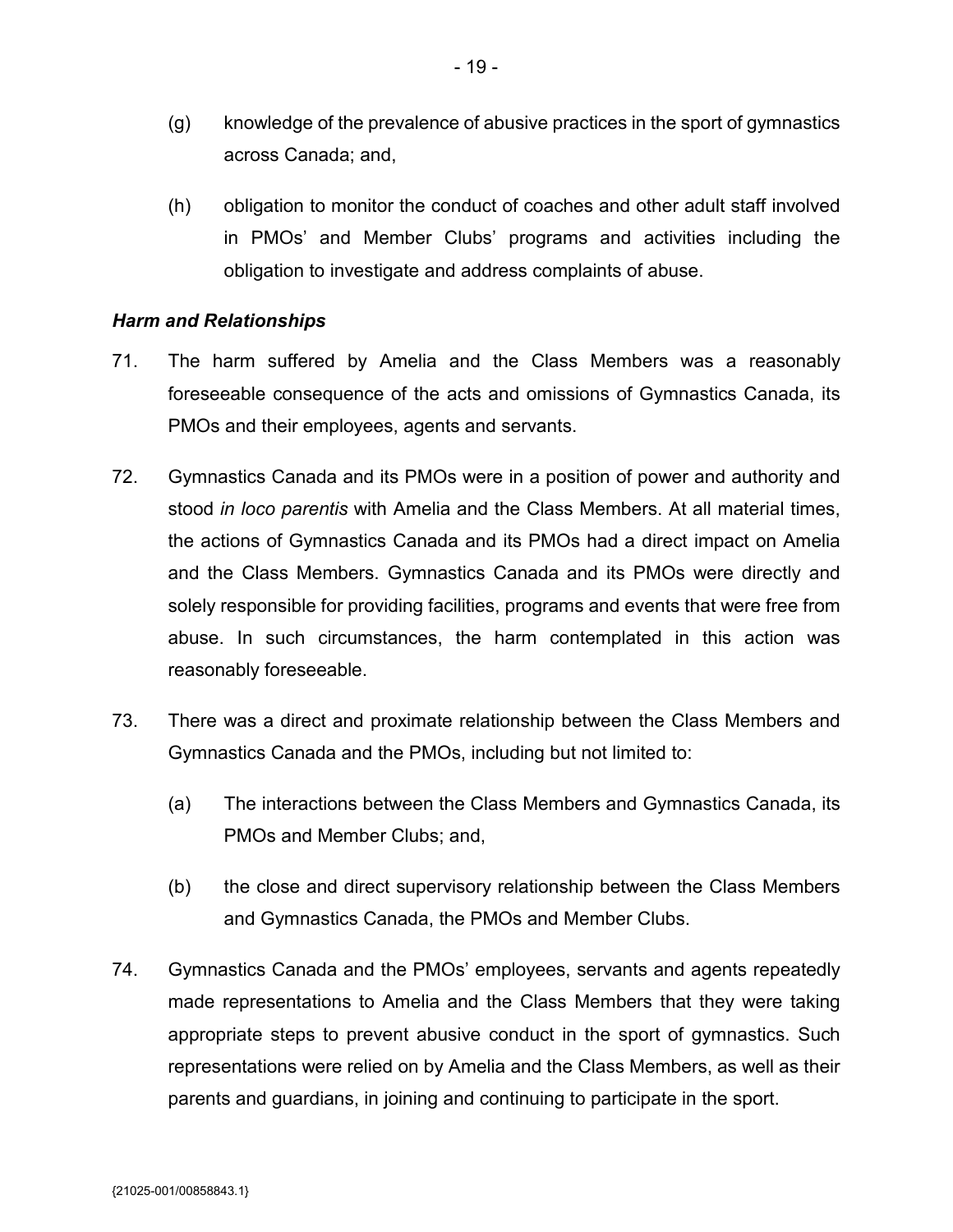(g) knowledge of the prevalence of abusive practices in the sport of gymnastics across Canada; and,

(h) obligation to monitor the conduct of coaches and other adult staff involved in PMOs' and Member Clubs' programs and activities including the obligation to investigate and address complaints of abuse.

***Harm and Relationships***

71. The harm suffered by Amelia and the Class Members was a reasonably foreseeable consequence of the acts and omissions of Gymnastics Canada, its PMOs and their employees, agents and servants.

72. Gymnastics Canada and its PMOs were in a position of power and authority and stood *in loco parentis* with Amelia and the Class Members. At all material times, the actions of Gymnastics Canada and its PMOs had a direct impact on Amelia and the Class Members. Gymnastics Canada and its PMOs were directly and solely responsible for providing facilities, programs and events that were free from abuse. In such circumstances, the harm contemplated in this action was reasonably foreseeable.

73. There was a direct and proximate relationship between the Class Members and Gymnastics Canada and the PMOs, including but not limited to:

(a) The interactions between the Class Members and Gymnastics Canada, its PMOs and Member Clubs; and,

(b) the close and direct supervisory relationship between the Class Members and Gymnastics Canada, the PMOs and Member Clubs.

74. Gymnastics Canada and the PMOs' employees, servants and agents repeatedly made representations to Amelia and the Class Members that they were taking appropriate steps to prevent abusive conduct in the sport of gymnastics. Such representations were relied on by Amelia and the Class Members, as well as their parents and guardians, in joining and continuing to participate in the sport.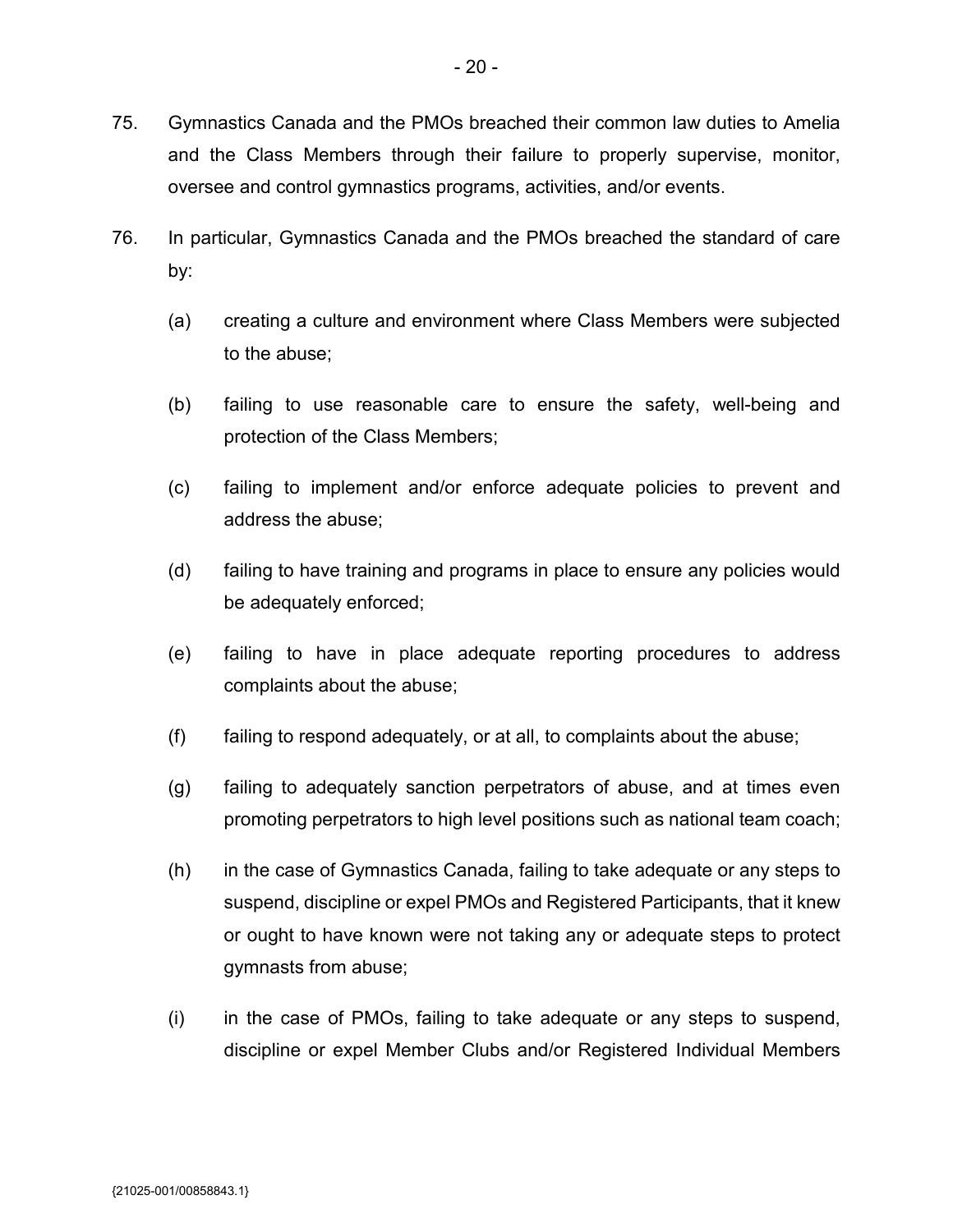75. Gymnastics Canada and the PMOs breached their common law duties to Amelia and the Class Members through their failure to properly supervise, monitor, oversee and control gymnastics programs, activities, and/or events.

76. In particular, Gymnastics Canada and the PMOs breached the standard of care by:

    (a) creating a culture and environment where Class Members were subjected to the abuse;

    (b) failing to use reasonable care to ensure the safety, well-being and protection of the Class Members;

    (c) failing to implement and/or enforce adequate policies to prevent and address the abuse;

    (d) failing to have training and programs in place to ensure any policies would be adequately enforced;

    (e) failing to have in place adequate reporting procedures to address complaints about the abuse;

    (f) failing to respond adequately, or at all, to complaints about the abuse;

    (g) failing to adequately sanction perpetrators of abuse, and at times even promoting perpetrators to high level positions such as national team coach;

    (h) in the case of Gymnastics Canada, failing to take adequate or any steps to suspend, discipline or expel PMOs and Registered Participants, that it knew or ought to have known were not taking any or adequate steps to protect gymnasts from abuse;

    (i) in the case of PMOs, failing to take adequate or any steps to suspend, discipline or expel Member Clubs and/or Registered Individual Members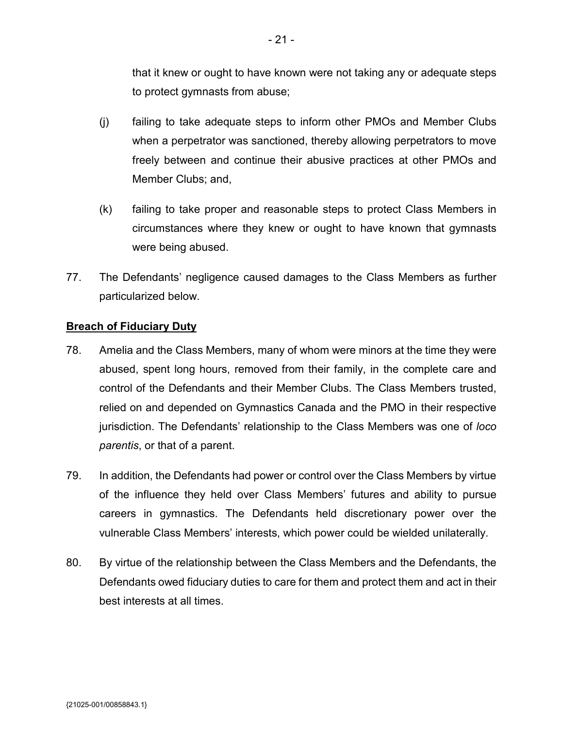that it knew or ought to have known were not taking any or adequate steps to protect gymnasts from abuse;

(j) failing to take adequate steps to inform other PMOs and Member Clubs when a perpetrator was sanctioned, thereby allowing perpetrators to move freely between and continue their abusive practices at other PMOs and Member Clubs; and,

(k) failing to take proper and reasonable steps to protect Class Members in circumstances where they knew or ought to have known that gymnasts were being abused.

77. The Defendants' negligence caused damages to the Class Members as further particularized below.

**Breach of Fiduciary Duty**

78. Amelia and the Class Members, many of whom were minors at the time they were abused, spent long hours, removed from their family, in the complete care and control of the Defendants and their Member Clubs. The Class Members trusted, relied on and depended on Gymnastics Canada and the PMO in their respective jurisdiction. The Defendants' relationship to the Class Members was one of *loco parentis*, or that of a parent.

79. In addition, the Defendants had power or control over the Class Members by virtue of the influence they held over Class Members' futures and ability to pursue careers in gymnastics. The Defendants held discretionary power over the vulnerable Class Members' interests, which power could be wielded unilaterally.

80. By virtue of the relationship between the Class Members and the Defendants, the Defendants owed fiduciary duties to care for them and protect them and act in their best interests at all times.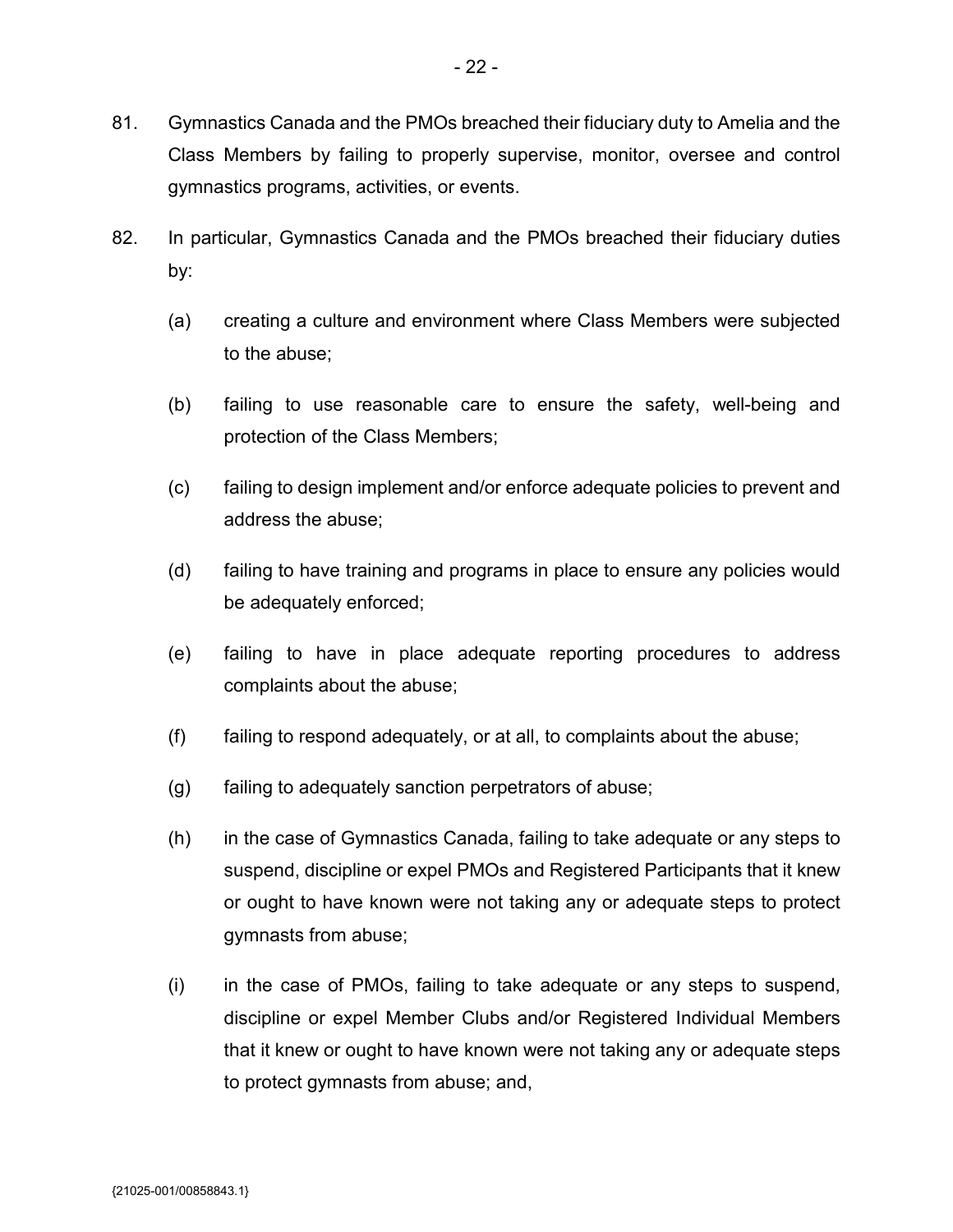81. Gymnastics Canada and the PMOs breached their fiduciary duty to Amelia and the Class Members by failing to properly supervise, monitor, oversee and control gymnastics programs, activities, or events.

82. In particular, Gymnastics Canada and the PMOs breached their fiduciary duties by:

    (a) creating a culture and environment where Class Members were subjected to the abuse;

    (b) failing to use reasonable care to ensure the safety, well-being and protection of the Class Members;

    (c) failing to design implement and/or enforce adequate policies to prevent and address the abuse;

    (d) failing to have training and programs in place to ensure any policies would be adequately enforced;

    (e) failing to have in place adequate reporting procedures to address complaints about the abuse;

    (f) failing to respond adequately, or at all, to complaints about the abuse;

    (g) failing to adequately sanction perpetrators of abuse;

    (h) in the case of Gymnastics Canada, failing to take adequate or any steps to suspend, discipline or expel PMOs and Registered Participants that it knew or ought to have known were not taking any or adequate steps to protect gymnasts from abuse;

    (i) in the case of PMOs, failing to take adequate or any steps to suspend, discipline or expel Member Clubs and/or Registered Individual Members that it knew or ought to have known were not taking any or adequate steps to protect gymnasts from abuse; and,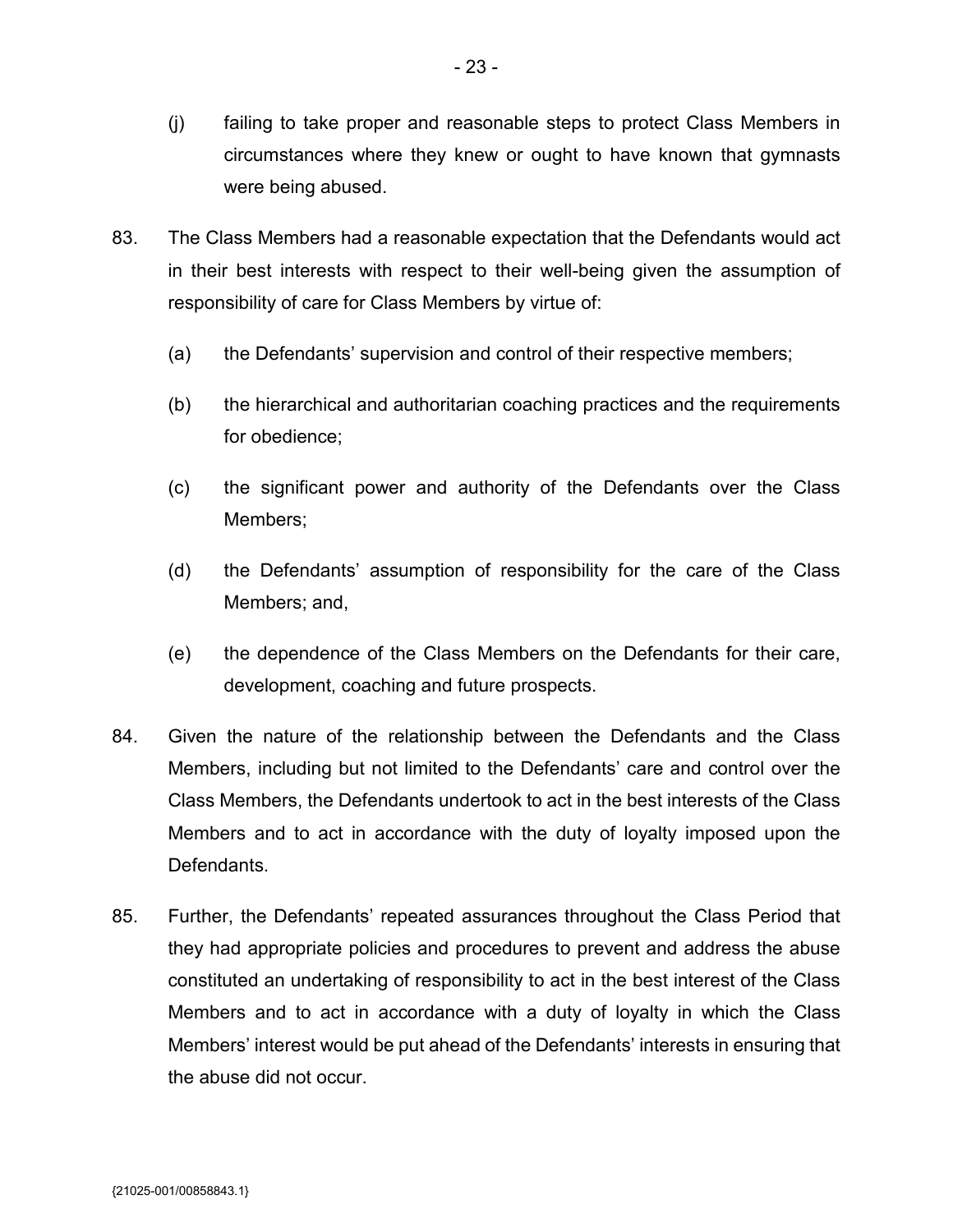(j) failing to take proper and reasonable steps to protect Class Members in circumstances where they knew or ought to have known that gymnasts were being abused.

83. The Class Members had a reasonable expectation that the Defendants would act in their best interests with respect to their well-being given the assumption of responsibility of care for Class Members by virtue of:

    (a) the Defendants' supervision and control of their respective members;

    (b) the hierarchical and authoritarian coaching practices and the requirements for obedience;

    (c) the significant power and authority of the Defendants over the Class Members;

    (d) the Defendants' assumption of responsibility for the care of the Class Members; and,

    (e) the dependence of the Class Members on the Defendants for their care, development, coaching and future prospects.

84. Given the nature of the relationship between the Defendants and the Class Members, including but not limited to the Defendants' care and control over the Class Members, the Defendants undertook to act in the best interests of the Class Members and to act in accordance with the duty of loyalty imposed upon the Defendants.

85. Further, the Defendants' repeated assurances throughout the Class Period that they had appropriate policies and procedures to prevent and address the abuse constituted an undertaking of responsibility to act in the best interest of the Class Members and to act in accordance with a duty of loyalty in which the Class Members' interest would be put ahead of the Defendants' interests in ensuring that the abuse did not occur.

{21025-001/00858843.1}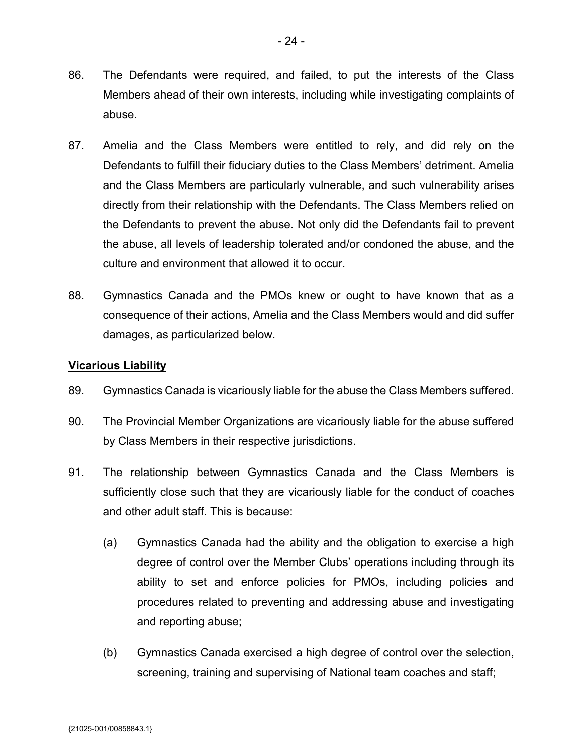86. The Defendants were required, and failed, to put the interests of the Class Members ahead of their own interests, including while investigating complaints of abuse.

87. Amelia and the Class Members were entitled to rely, and did rely on the Defendants to fulfill their fiduciary duties to the Class Members' detriment. Amelia and the Class Members are particularly vulnerable, and such vulnerability arises directly from their relationship with the Defendants. The Class Members relied on the Defendants to prevent the abuse. Not only did the Defendants fail to prevent the abuse, all levels of leadership tolerated and/or condoned the abuse, and the culture and environment that allowed it to occur.

88. Gymnastics Canada and the PMOs knew or ought to have known that as a consequence of their actions, Amelia and the Class Members would and did suffer damages, as particularized below.

**Vicarious Liability**

89. Gymnastics Canada is vicariously liable for the abuse the Class Members suffered.

90. The Provincial Member Organizations are vicariously liable for the abuse suffered by Class Members in their respective jurisdictions.

91. The relationship between Gymnastics Canada and the Class Members is sufficiently close such that they are vicariously liable for the conduct of coaches and other adult staff. This is because:

    (a) Gymnastics Canada had the ability and the obligation to exercise a high degree of control over the Member Clubs' operations including through its ability to set and enforce policies for PMOs, including policies and procedures related to preventing and addressing abuse and investigating and reporting abuse;

    (b) Gymnastics Canada exercised a high degree of control over the selection, screening, training and supervising of National team coaches and staff;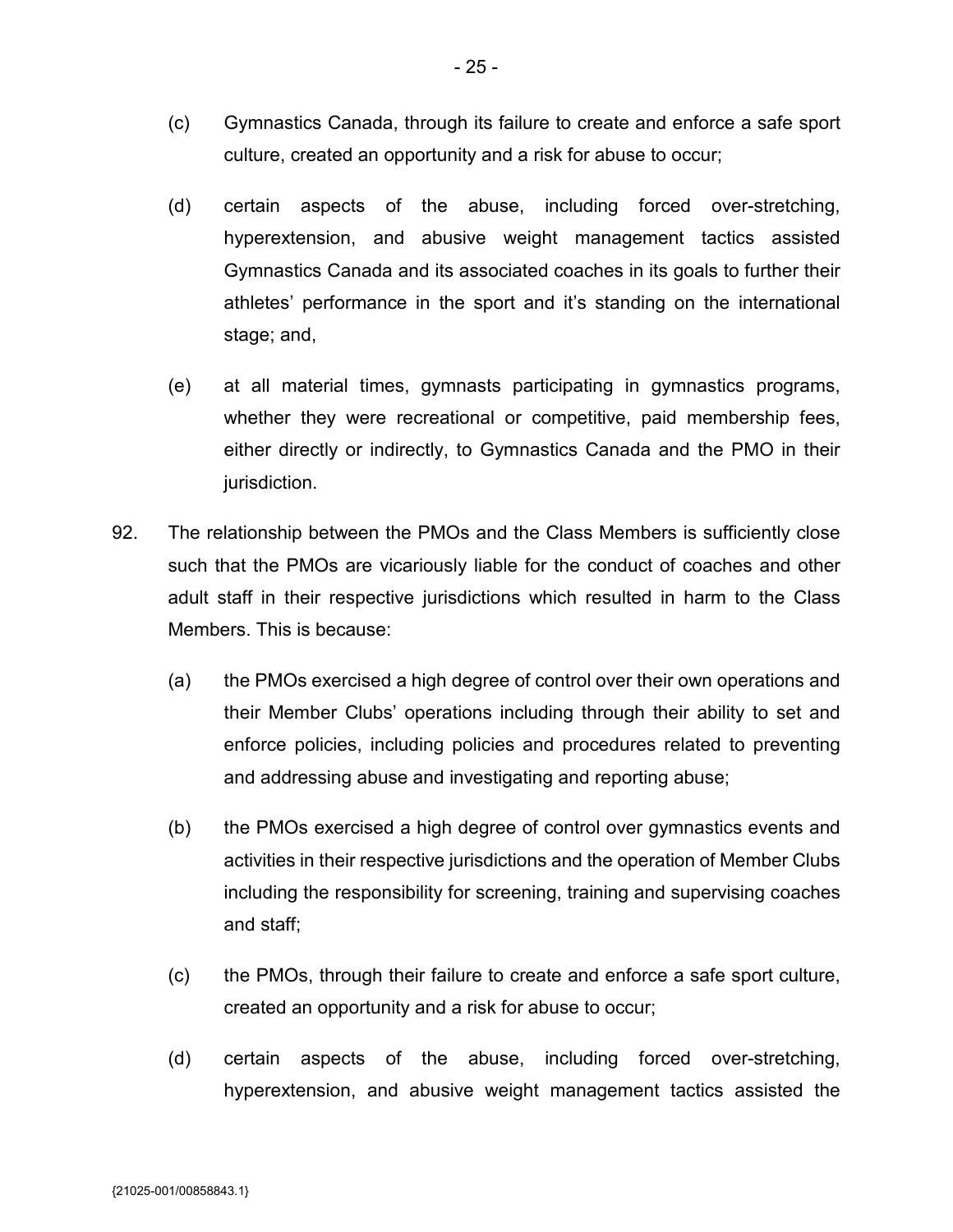(c) Gymnastics Canada, through its failure to create and enforce a safe sport culture, created an opportunity and a risk for abuse to occur;

(d) certain aspects of the abuse, including forced over-stretching, hyperextension, and abusive weight management tactics assisted Gymnastics Canada and its associated coaches in its goals to further their athletes' performance in the sport and it's standing on the international stage; and,

(e) at all material times, gymnasts participating in gymnastics programs, whether they were recreational or competitive, paid membership fees, either directly or indirectly, to Gymnastics Canada and the PMO in their jurisdiction.

92. The relationship between the PMOs and the Class Members is sufficiently close such that the PMOs are vicariously liable for the conduct of coaches and other adult staff in their respective jurisdictions which resulted in harm to the Class Members. This is because:

(a) the PMOs exercised a high degree of control over their own operations and their Member Clubs' operations including through their ability to set and enforce policies, including policies and procedures related to preventing and addressing abuse and investigating and reporting abuse;

(b) the PMOs exercised a high degree of control over gymnastics events and activities in their respective jurisdictions and the operation of Member Clubs including the responsibility for screening, training and supervising coaches and staff;

(c) the PMOs, through their failure to create and enforce a safe sport culture, created an opportunity and a risk for abuse to occur;

(d) certain aspects of the abuse, including forced over-stretching, hyperextension, and abusive weight management tactics assisted the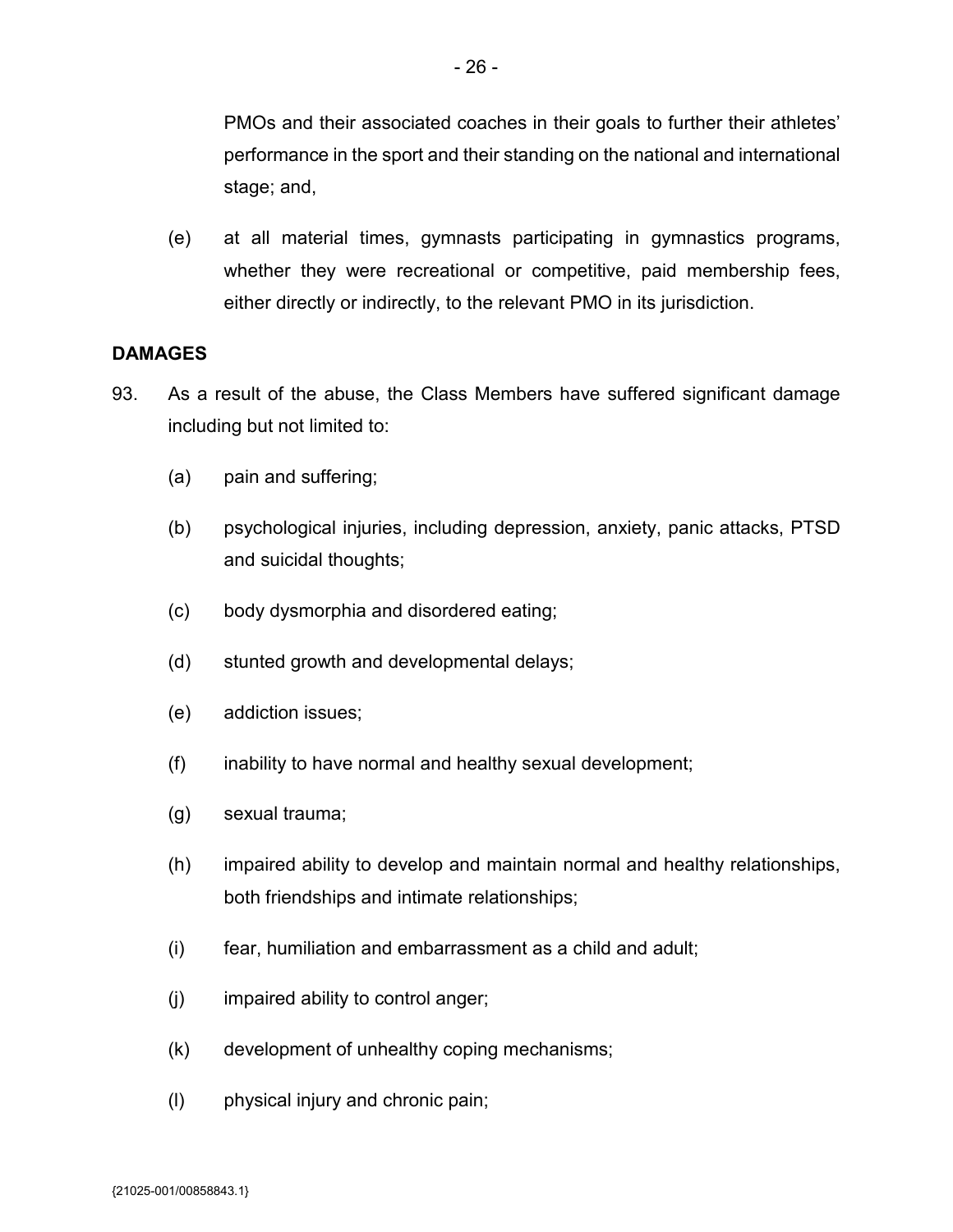PMOs and their associated coaches in their goals to further their athletes' performance in the sport and their standing on the national and international stage; and,

(e) at all material times, gymnasts participating in gymnastics programs, whether they were recreational or competitive, paid membership fees, either directly or indirectly, to the relevant PMO in its jurisdiction.

**DAMAGES**

93. As a result of the abuse, the Class Members have suffered significant damage including but not limited to:

(a) pain and suffering;

(b) psychological injuries, including depression, anxiety, panic attacks, PTSD and suicidal thoughts;

(c) body dysmorphia and disordered eating;

(d) stunted growth and developmental delays;

(e) addiction issues;

(f) inability to have normal and healthy sexual development;

(g) sexual trauma;

(h) impaired ability to develop and maintain normal and healthy relationships, both friendships and intimate relationships;

(i) fear, humiliation and embarrassment as a child and adult;

(j) impaired ability to control anger;

(k) development of unhealthy coping mechanisms;

(l) physical injury and chronic pain;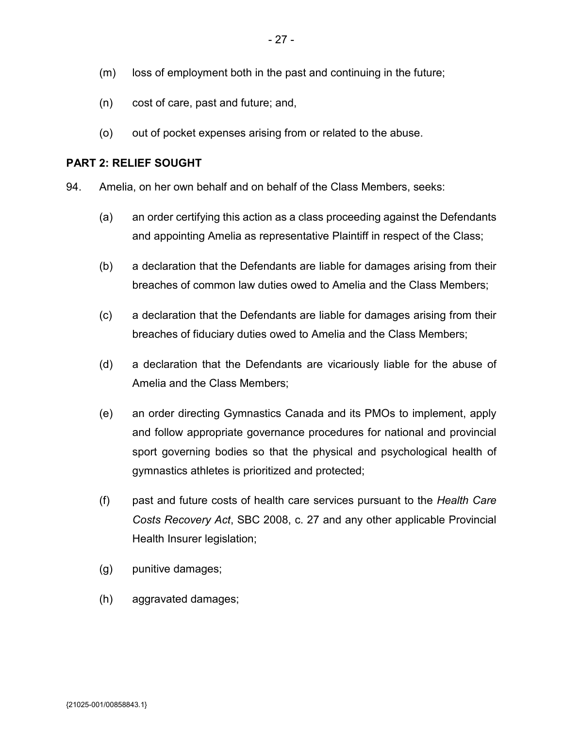(m) loss of employment both in the past and continuing in the future;

(n) cost of care, past and future; and,

(o) out of pocket expenses arising from or related to the abuse.

**PART 2: RELIEF SOUGHT**

94. Amelia, on her own behalf and on behalf of the Class Members, seeks:

(a) an order certifying this action as a class proceeding against the Defendants and appointing Amelia as representative Plaintiff in respect of the Class;

(b) a declaration that the Defendants are liable for damages arising from their breaches of common law duties owed to Amelia and the Class Members;

(c) a declaration that the Defendants are liable for damages arising from their breaches of fiduciary duties owed to Amelia and the Class Members;

(d) a declaration that the Defendants are vicariously liable for the abuse of Amelia and the Class Members;

(e) an order directing Gymnastics Canada and its PMOs to implement, apply and follow appropriate governance procedures for national and provincial sport governing bodies so that the physical and psychological health of gymnastics athletes is prioritized and protected;

(f) past and future costs of health care services pursuant to the *Health Care Costs Recovery Act*, SBC 2008, c. 27 and any other applicable Provincial Health Insurer legislation;

(g) punitive damages;

(h) aggravated damages;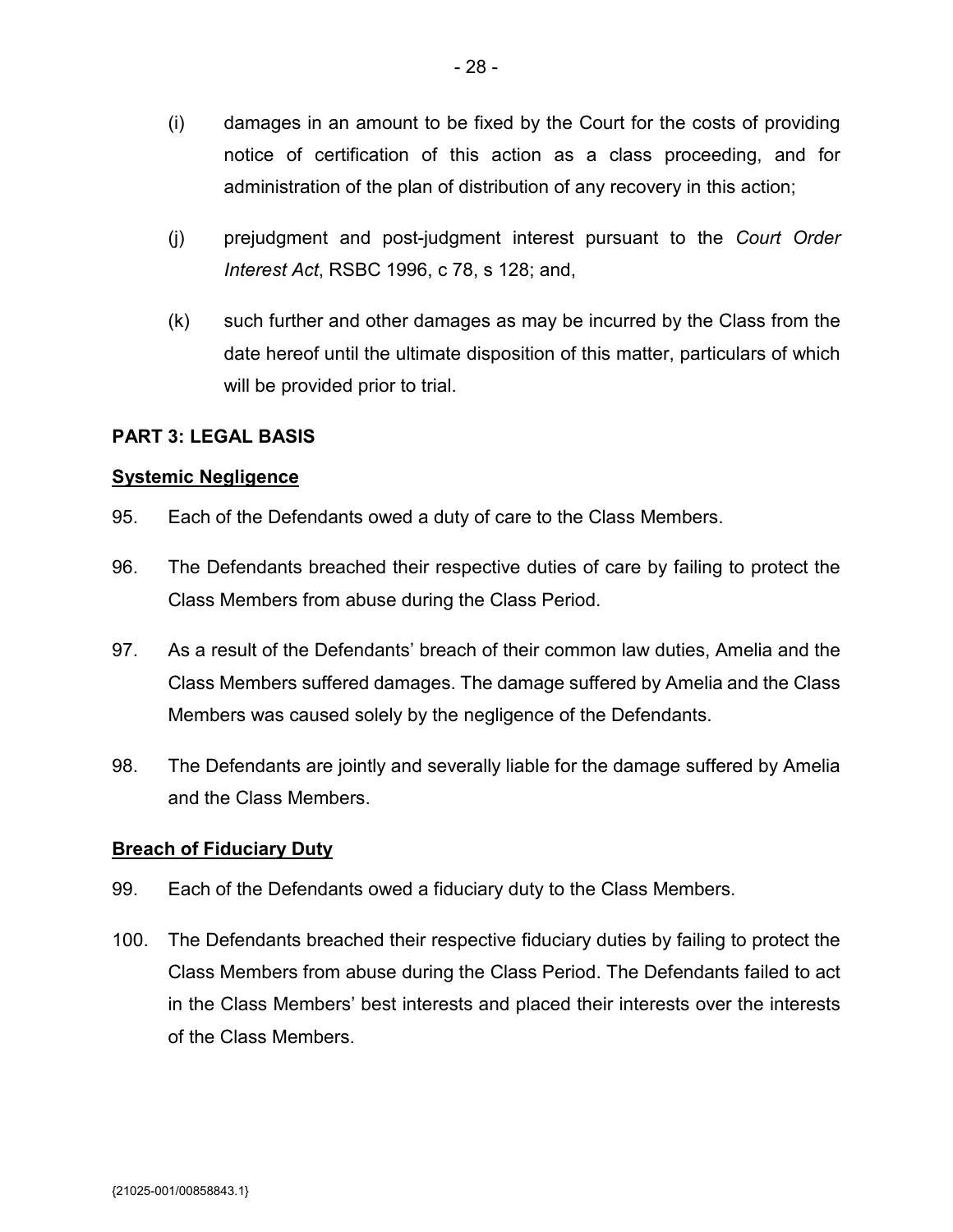(i) damages in an amount to be fixed by the Court for the costs of providing notice of certification of this action as a class proceeding, and for administration of the plan of distribution of any recovery in this action;

(j) prejudgment and post-judgment interest pursuant to the *Court Order Interest Act*, RSBC 1996, c 78, s 128; and,

(k) such further and other damages as may be incurred by the Class from the date hereof until the ultimate disposition of this matter, particulars of which will be provided prior to trial.

## PART 3: LEGAL BASIS

**Systemic Negligence**

95. Each of the Defendants owed a duty of care to the Class Members.

96. The Defendants breached their respective duties of care by failing to protect the Class Members from abuse during the Class Period.

97. As a result of the Defendants' breach of their common law duties, Amelia and the Class Members suffered damages. The damage suffered by Amelia and the Class Members was caused solely by the negligence of the Defendants.

98. The Defendants are jointly and severally liable for the damage suffered by Amelia and the Class Members.

**Breach of Fiduciary Duty**

99. Each of the Defendants owed a fiduciary duty to the Class Members.

100. The Defendants breached their respective fiduciary duties by failing to protect the Class Members from abuse during the Class Period. The Defendants failed to act in the Class Members' best interests and placed their interests over the interests of the Class Members.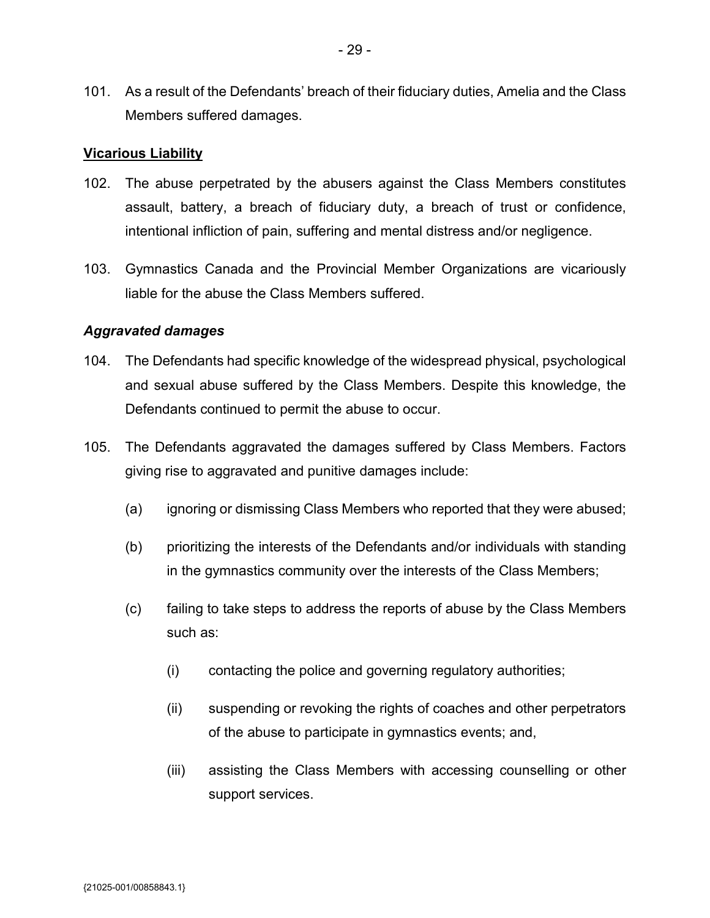101. As a result of the Defendants' breach of their fiduciary duties, Amelia and the Class Members suffered damages.

**Vicarious Liability**

102. The abuse perpetrated by the abusers against the Class Members constitutes assault, battery, a breach of fiduciary duty, a breach of trust or confidence, intentional infliction of pain, suffering and mental distress and/or negligence.

103. Gymnastics Canada and the Provincial Member Organizations are vicariously liable for the abuse the Class Members suffered.

***Aggravated damages***

104. The Defendants had specific knowledge of the widespread physical, psychological and sexual abuse suffered by the Class Members. Despite this knowledge, the Defendants continued to permit the abuse to occur.

105. The Defendants aggravated the damages suffered by Class Members. Factors giving rise to aggravated and punitive damages include:

   (a) ignoring or dismissing Class Members who reported that they were abused;

   (b) prioritizing the interests of the Defendants and/or individuals with standing in the gymnastics community over the interests of the Class Members;

   (c) failing to take steps to address the reports of abuse by the Class Members such as:

      (i) contacting the police and governing regulatory authorities;

      (ii) suspending or revoking the rights of coaches and other perpetrators of the abuse to participate in gymnastics events; and,

      (iii) assisting the Class Members with accessing counselling or other support services.

{21025-001/00858843.1}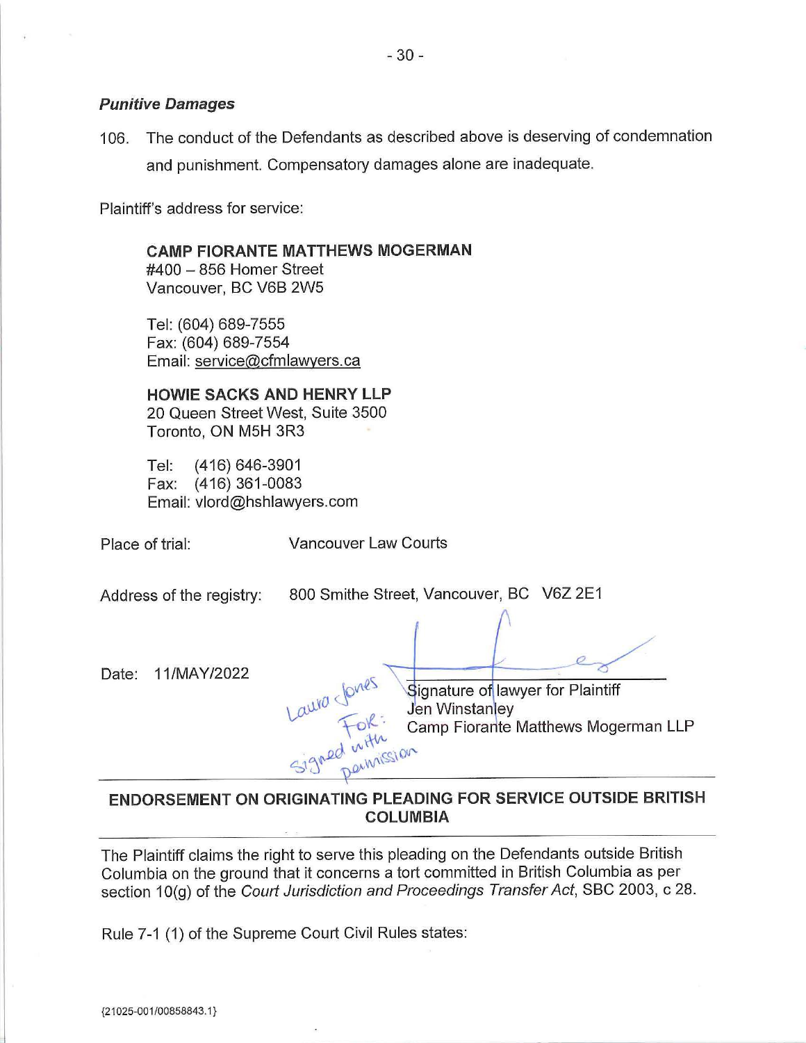### *Punitive Damages*

106. The conduct of the Defendants as described above is deserving of condemnation and punishment. Compensatory damages alone are inadequate.

Plaintiff's address for service:

**CAMP FIORANTE MATTHEWS MOGERMAN**
#400 – 856 Homer Street
Vancouver, BC V6B 2W5

Tel: (604) 689-7555
Fax: (604) 689-7554
Email: service@cfmlawyers.ca

**HOWIE SACKS AND HENRY LLP**
20 Queen Street West, Suite 3500
Toronto, ON M5H 3R3

Tel: (416) 646-3901
Fax: (416) 361-0083
Email: vlord@hshlawyers.com

Place of trial: Vancouver Law Courts

Address of the registry: 800 Smithe Street, Vancouver, BC V6Z 2E1

Date: 11/MAY/2022

Laura Jones FOR: Signed with permission

Signature of lawyer for Plaintiff
Jen Winstanley
Camp Fiorante Matthews Mogerman LLP

---

**ENDORSEMENT ON ORIGINATING PLEADING FOR SERVICE OUTSIDE BRITISH COLUMBIA**

---

The Plaintiff claims the right to serve this pleading on the Defendants outside British Columbia on the ground that it concerns a tort committed in British Columbia as per section 10(g) of the *Court Jurisdiction and Proceedings Transfer Act*, SBC 2003, c 28.

Rule 7-1 (1) of the Supreme Court Civil Rules states:

{21025-001/00858843.1}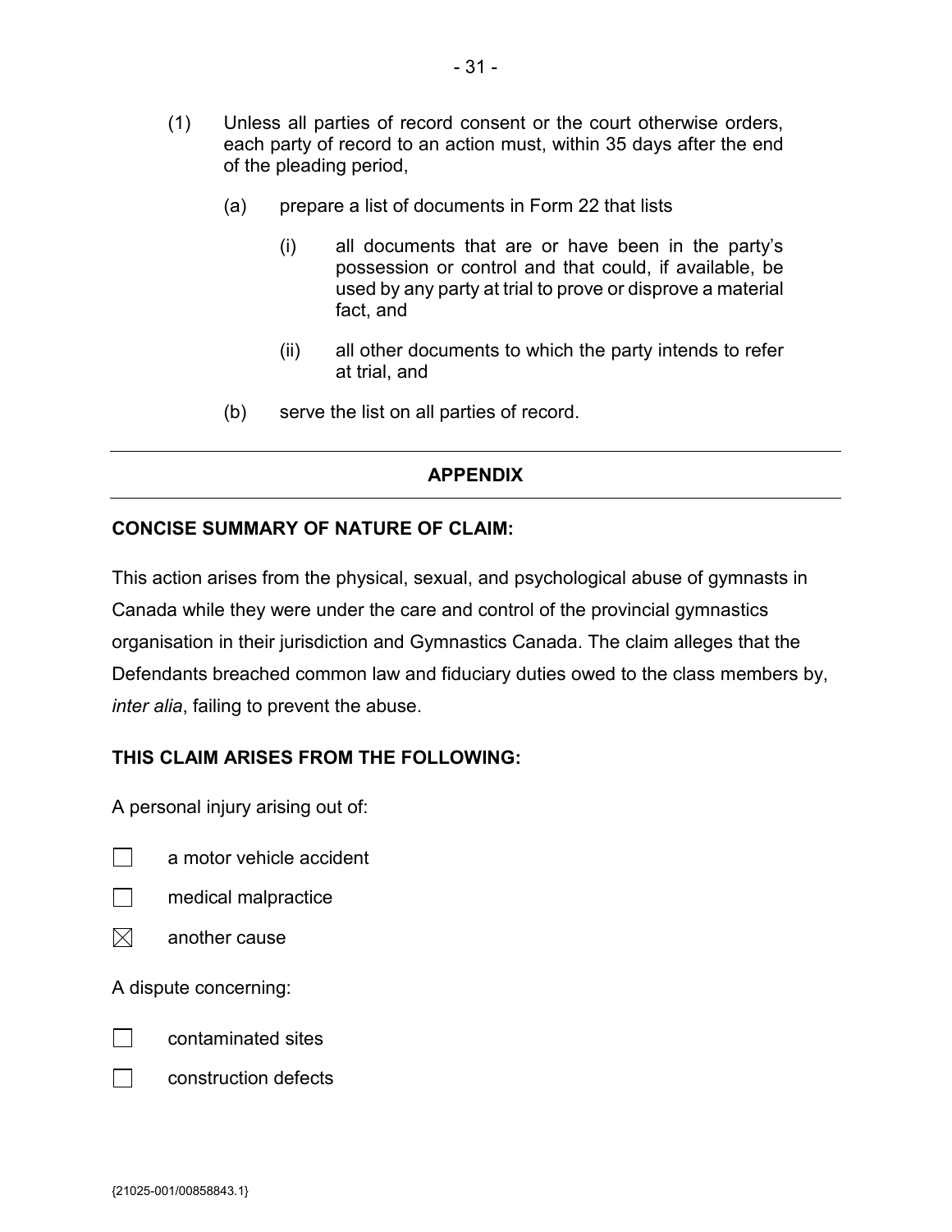(1) Unless all parties of record consent or the court otherwise orders, each party of record to an action must, within 35 days after the end of the pleading period,

   (a) prepare a list of documents in Form 22 that lists

      (i) all documents that are or have been in the party's possession or control and that could, if available, be used by any party at trial to prove or disprove a material fact, and

      (ii) all other documents to which the party intends to refer at trial, and

   (b) serve the list on all parties of record.

---

## APPENDIX

---

**CONCISE SUMMARY OF NATURE OF CLAIM:**

This action arises from the physical, sexual, and psychological abuse of gymnasts in Canada while they were under the care and control of the provincial gymnastics organisation in their jurisdiction and Gymnastics Canada. The claim alleges that the Defendants breached common law and fiduciary duties owed to the class members by, *inter alia*, failing to prevent the abuse.

**THIS CLAIM ARISES FROM THE FOLLOWING:**

A personal injury arising out of:

☐ a motor vehicle accident

☐ medical malpractice

☒ another cause

A dispute concerning:

☐ contaminated sites

☐ construction defects

{21025-001/00858843.1}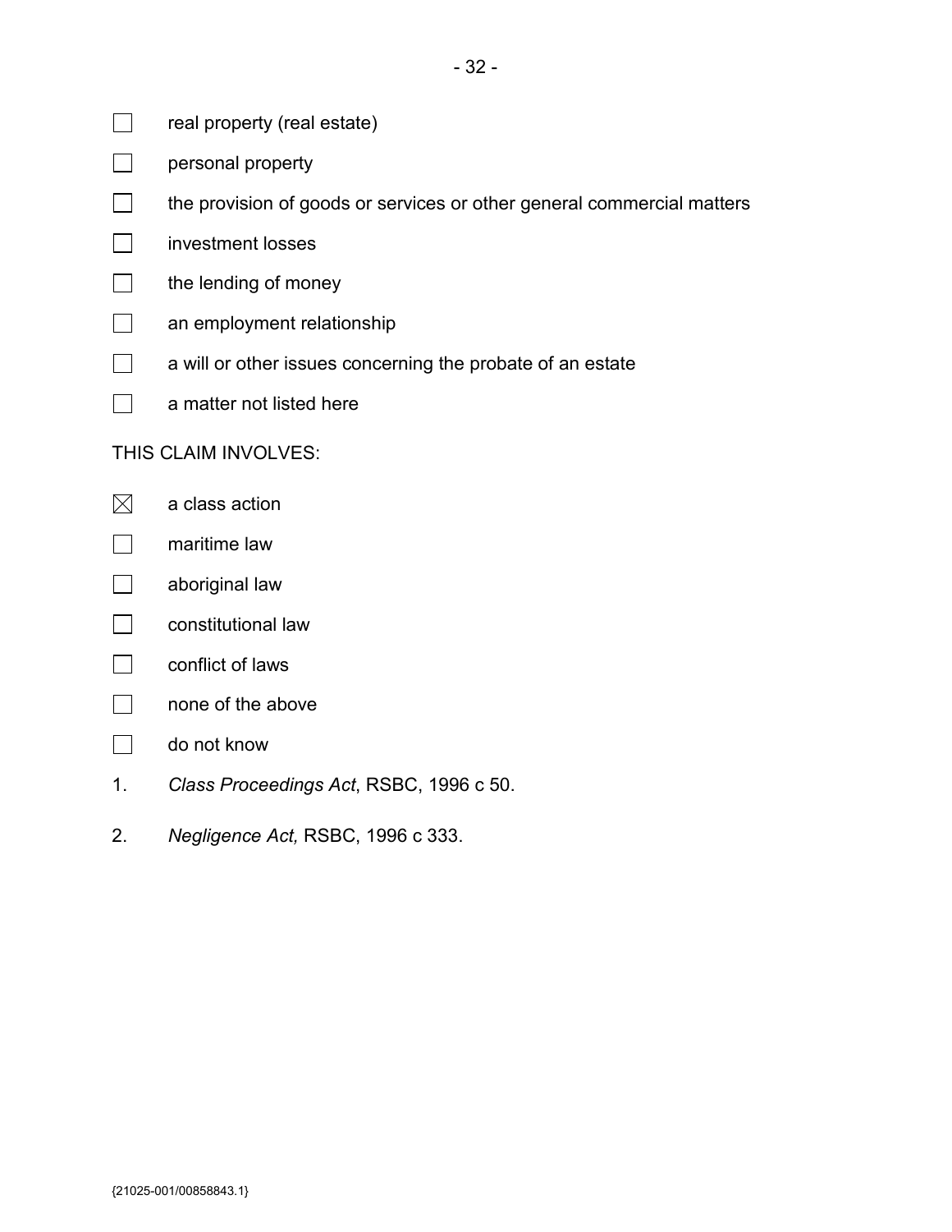- ☐ real property (real estate)
- ☐ personal property
- ☐ the provision of goods or services or other general commercial matters
- ☐ investment losses
- ☐ the lending of money
- ☐ an employment relationship
- ☐ a will or other issues concerning the probate of an estate
- ☐ a matter not listed here

THIS CLAIM INVOLVES:

- ☒ a class action
- ☐ maritime law
- ☐ aboriginal law
- ☐ constitutional law
- ☐ conflict of laws
- ☐ none of the above
- ☐ do not know

1. *Class Proceedings Act*, RSBC, 1996 c 50.
2. *Negligence Act,* RSBC, 1996 c 333.

{21025-001/00858843.1}